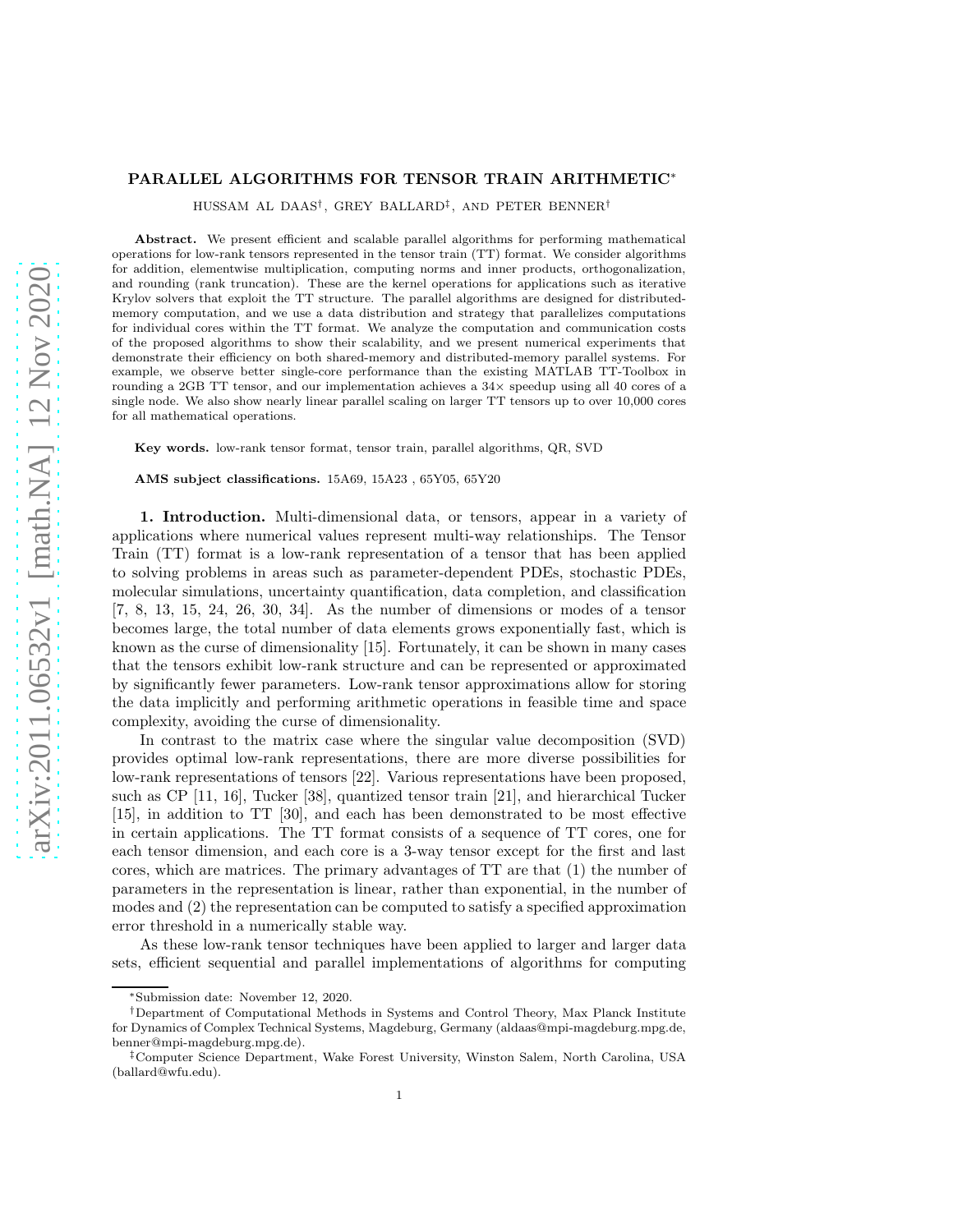# PARALLEL ALGORITHMS FOR TENSOR TRAIN ARITHMETIC*

HUSSAM AL DAAS†, GREY BALLARD‡, AND PETER BENNER†

**Abstract.** We present efficient and scalable parallel algorithms for performing mathematical operations for low-rank tensors represented in the tensor train (TT) format. We consider algorithms for addition, elementwise multiplication, computing norms and inner products, orthogonalization, and rounding (rank truncation). These are the kernel operations for applications such as iterative Krylov solvers that exploit the TT structure. The parallel algorithms are designed for distributed-memory computation, and we use a data distribution and strategy that parallelizes computations for individual cores within the TT format. We analyze the computation and communication costs of the proposed algorithms to show their scalability, and we present numerical experiments that demonstrate their efficiency on both shared-memory and distributed-memory parallel systems. For example, we observe better single-core performance than the existing MATLAB TT-Toolbox in rounding a 2GB TT tensor, and our implementation achieves a 34× speedup using all 40 cores of a single node. We also show nearly linear parallel scaling on larger TT tensors up to over 10,000 cores for all mathematical operations.

**Key words.** low-rank tensor format, tensor train, parallel algorithms, QR, SVD

**AMS subject classifications.** 15A69, 15A23 , 65Y05, 65Y20

## 1. Introduction.

Multi-dimensional data, or tensors, appear in a variety of applications where numerical values represent multi-way relationships. The Tensor Train (TT) format is a low-rank representation of a tensor that has been applied to solving problems in areas such as parameter-dependent PDEs, stochastic PDEs, molecular simulations, uncertainty quantification, data completion, and classification [7, 8, 13, 15, 24, 26, 30, 34]. As the number of dimensions or modes of a tensor becomes large, the total number of data elements grows exponentially fast, which is known as the curse of dimensionality [15]. Fortunately, it can be shown in many cases that the tensors exhibit low-rank structure and can be represented or approximated by significantly fewer parameters. Low-rank tensor approximations allow for storing the data implicitly and performing arithmetic operations in feasible time and space complexity, avoiding the curse of dimensionality.

In contrast to the matrix case where the singular value decomposition (SVD) provides optimal low-rank representations, there are more diverse possibilities for low-rank representations of tensors [22]. Various representations have been proposed, such as CP [11, 16], Tucker [38], quantized tensor train [21], and hierarchical Tucker [15], in addition to TT [30], and each has been demonstrated to be most effective in certain applications. The TT format consists of a sequence of TT cores, one for each tensor dimension, and each core is a 3-way tensor except for the first and last cores, which are matrices. The primary advantages of TT are that (1) the number of parameters in the representation is linear, rather than exponential, in the number of modes and (2) the representation can be computed to satisfy a specified approximation error threshold in a numerically stable way.

As these low-rank tensor techniques have been applied to larger and larger data sets, efficient sequential and parallel implementations of algorithms for computing

*Submission date: November 12, 2020.

†Department of Computational Methods in Systems and Control Theory, Max Planck Institute for Dynamics of Complex Technical Systems, Magdeburg, Germany (aldaas@mpi-magdeburg.mpg.de, benner@mpi-magdeburg.mpg.de).

‡Computer Science Department, Wake Forest University, Winston Salem, North Carolina, USA (ballard@wfu.edu).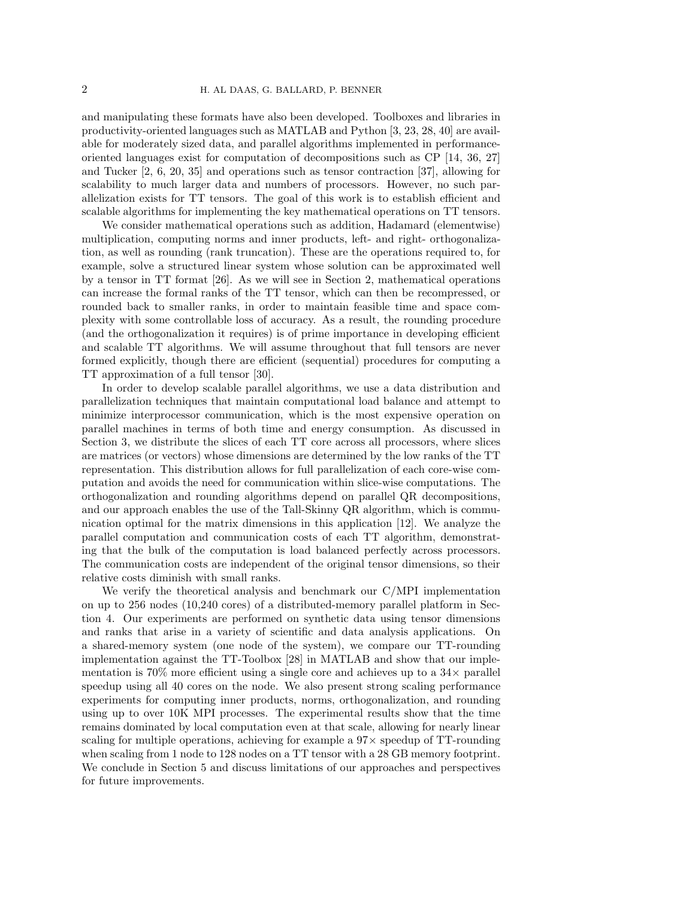and manipulating these formats have also been developed. Toolboxes and libraries in productivity-oriented languages such as MATLAB and Python [3, 23, 28, 40] are available for moderately sized data, and parallel algorithms implemented in performance-oriented languages exist for computation of decompositions such as CP [14, 36, 27] and Tucker [2, 6, 20, 35] and operations such as tensor contraction [37], allowing for scalability to much larger data and numbers of processors. However, no such parallelization exists for TT tensors. The goal of this work is to establish efficient and scalable algorithms for implementing the key mathematical operations on TT tensors.

We consider mathematical operations such as addition, Hadamard (elementwise) multiplication, computing norms and inner products, left- and right- orthogonalization, as well as rounding (rank truncation). These are the operations required to, for example, solve a structured linear system whose solution can be approximated well by a tensor in TT format [26]. As we will see in Section 2, mathematical operations can increase the formal ranks of the TT tensor, which can then be recompressed, or rounded back to smaller ranks, in order to maintain feasible time and space complexity with some controllable loss of accuracy. As a result, the rounding procedure (and the orthogonalization it requires) is of prime importance in developing efficient and scalable TT algorithms. We will assume throughout that full tensors are never formed explicitly, though there are efficient (sequential) procedures for computing a TT approximation of a full tensor [30].

In order to develop scalable parallel algorithms, we use a data distribution and parallelization techniques that maintain computational load balance and attempt to minimize interprocessor communication, which is the most expensive operation on parallel machines in terms of both time and energy consumption. As discussed in Section 3, we distribute the slices of each TT core across all processors, where slices are matrices (or vectors) whose dimensions are determined by the low ranks of the TT representation. This distribution allows for full parallelization of each core-wise computation and avoids the need for communication within slice-wise computations. The orthogonalization and rounding algorithms depend on parallel QR decompositions, and our approach enables the use of the Tall-Skinny QR algorithm, which is communication optimal for the matrix dimensions in this application [12]. We analyze the parallel computation and communication costs of each TT algorithm, demonstrating that the bulk of the computation is load balanced perfectly across processors. The communication costs are independent of the original tensor dimensions, so their relative costs diminish with small ranks.

We verify the theoretical analysis and benchmark our C/MPI implementation on up to 256 nodes (10,240 cores) of a distributed-memory parallel platform in Section 4. Our experiments are performed on synthetic data using tensor dimensions and ranks that arise in a variety of scientific and data analysis applications. On a shared-memory system (one node of the system), we compare our TT-rounding implementation against the TT-Toolbox [28] in MATLAB and show that our implementation is 70% more efficient using a single core and achieves up to a $34\times$ parallel speedup using all 40 cores on the node. We also present strong scaling performance experiments for computing inner products, norms, orthogonalization, and rounding using up to over 10K MPI processes. The experimental results show that the time remains dominated by local computation even at that scale, allowing for nearly linear scaling for multiple operations, achieving for example a $97\times$ speedup of TT-rounding when scaling from 1 node to 128 nodes on a TT tensor with a 28 GB memory footprint. We conclude in Section 5 and discuss limitations of our approaches and perspectives for future improvements.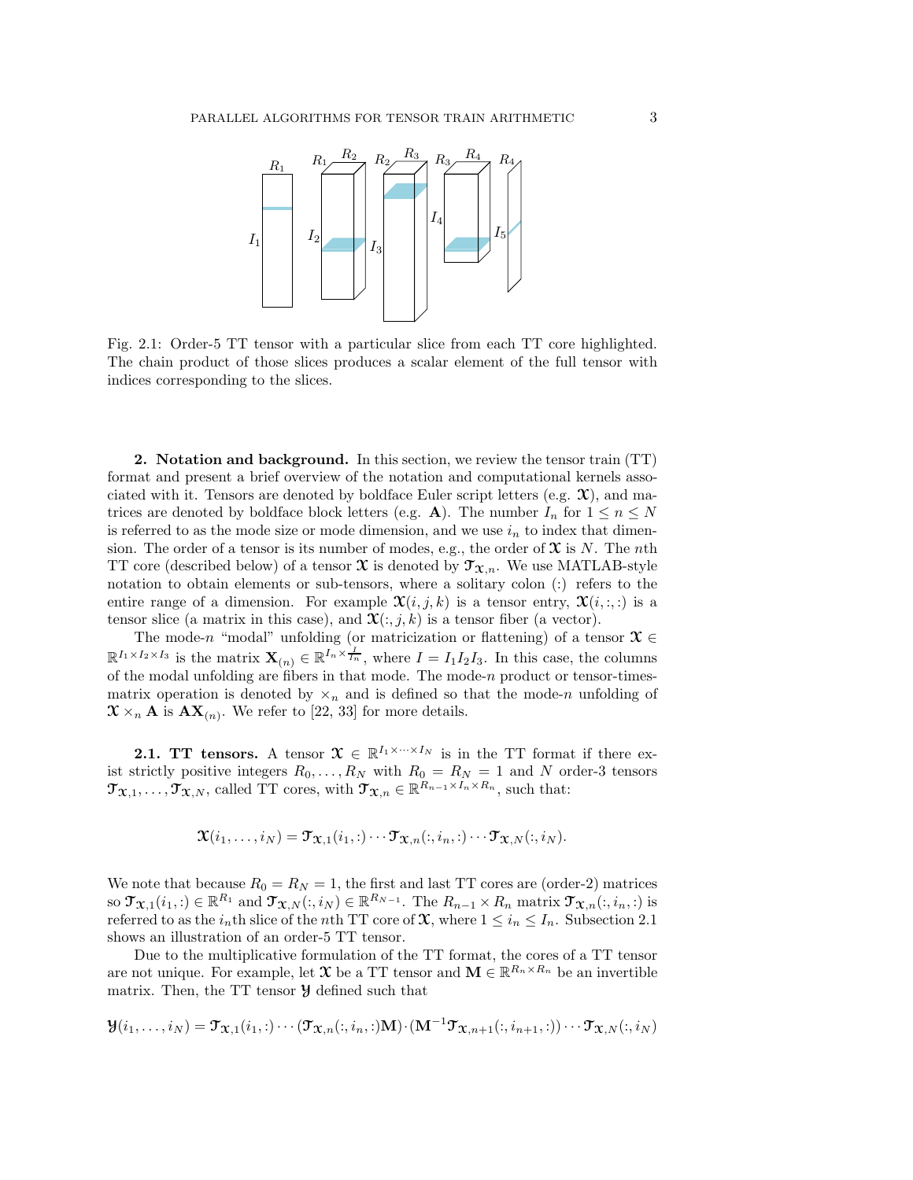Fig. 2.1: Order-5 TT tensor with a particular slice from each TT core highlighted. The chain product of those slices produces a scalar element of the full tensor with indices corresponding to the slices.

## 2. Notation and background.

In this section, we review the tensor train (TT) format and present a brief overview of the notation and computational kernels associated with it. Tensors are denoted by boldface Euler script letters (e.g. $\boldsymbol{\mathcal{X}}$), and matrices are denoted by boldface block letters (e.g. $\mathbf{A}$). The number $I_n$ for $1 \le n \le N$ is referred to as the mode size or mode dimension, and we use $i_n$ to index that dimension. The order of a tensor is its number of modes, e.g., the order of $\boldsymbol{\mathcal{X}}$ is $N$. The $n$th TT core (described below) of a tensor $\boldsymbol{\mathcal{X}}$ is denoted by $\boldsymbol{\mathcal{T}}_{\boldsymbol{\mathcal{X}},n}$. We use MATLAB-style notation to obtain elements or sub-tensors, where a solitary colon (:) refers to the entire range of a dimension. For example $\boldsymbol{\mathcal{X}}(i,j,k)$ is a tensor entry, $\boldsymbol{\mathcal{X}}(i,:,:)$ is a tensor slice (a matrix in this case), and $\boldsymbol{\mathcal{X}}(:,j,k)$ is a tensor fiber (a vector).

The mode-$n$ "modal" unfolding (or matricization or flattening) of a tensor $\boldsymbol{\mathcal{X}} \in \mathbb{R}^{I_1 \times I_2 \times I_3}$ is the matrix $\mathbf{X}_{(n)} \in \mathbb{R}^{I_n \times \frac{I}{I_n}}$, where $I = I_1 I_2 I_3$. In this case, the columns of the modal unfolding are fibers in that mode. The mode-$n$ product or tensor-times-matrix operation is denoted by $\times_n$ and is defined so that the mode-$n$ unfolding of $\boldsymbol{\mathcal{X}} \times_n \mathbf{A}$ is $\mathbf{A}\mathbf{X}_{(n)}$. We refer to [22, 33] for more details.

### 2.1. TT tensors.

A tensor $\boldsymbol{\mathcal{X}} \in \mathbb{R}^{I_1 \times \cdots \times I_N}$ is in the TT format if there exist strictly positive integers $R_0, \ldots, R_N$ with $R_0 = R_N = 1$ and $N$ order-3 tensors $\boldsymbol{\mathcal{T}}_{\boldsymbol{\mathcal{X}},1}, \ldots, \boldsymbol{\mathcal{T}}_{\boldsymbol{\mathcal{X}},N}$, called TT cores, with $\boldsymbol{\mathcal{T}}_{\boldsymbol{\mathcal{X}},n} \in \mathbb{R}^{R_{n-1} \times I_n \times R_n}$, such that:

$$\boldsymbol{\mathcal{X}}(i_1, \ldots, i_N) = \boldsymbol{\mathcal{T}}_{\boldsymbol{\mathcal{X}},1}(i_1,:) \cdots \boldsymbol{\mathcal{T}}_{\boldsymbol{\mathcal{X}},n}(:,i_n,:) \cdots \boldsymbol{\mathcal{T}}_{\boldsymbol{\mathcal{X}},N}(:,i_N).$$

We note that because $R_0 = R_N = 1$, the first and last TT cores are (order-2) matrices so $\boldsymbol{\mathcal{T}}_{\boldsymbol{\mathcal{X}},1}(i_1,:) \in \mathbb{R}^{R_1}$ and $\boldsymbol{\mathcal{T}}_{\boldsymbol{\mathcal{X}},N}(:,i_N) \in \mathbb{R}^{R_{N-1}}$. The $R_{n-1} \times R_n$ matrix $\boldsymbol{\mathcal{T}}_{\boldsymbol{\mathcal{X}},n}(:,i_n,:)$ is referred to as the $i_n$th slice of the $n$th TT core of $\boldsymbol{\mathcal{X}}$, where $1 \le i_n \le I_n$. Subsection 2.1 shows an illustration of an order-5 TT tensor.

Due to the multiplicative formulation of the TT format, the cores of a TT tensor are not unique. For example, let $\boldsymbol{\mathcal{X}}$ be a TT tensor and $\mathbf{M} \in \mathbb{R}^{R_n \times R_n}$ be an invertible matrix. Then, the TT tensor $\boldsymbol{\mathcal{Y}}$ defined such that

$$\boldsymbol{\mathcal{Y}}(i_1, \ldots, i_N) = \boldsymbol{\mathcal{T}}_{\boldsymbol{\mathcal{X}},1}(i_1,:) \cdots (\boldsymbol{\mathcal{T}}_{\boldsymbol{\mathcal{X}},n}(:,i_n,:)\mathbf{M}) \cdot (\mathbf{M}^{-1}\boldsymbol{\mathcal{T}}_{\boldsymbol{\mathcal{X}},n+1}(:,i_{n+1},:)) \cdots \boldsymbol{\mathcal{T}}_{\boldsymbol{\mathcal{X}},N}(:,i_N)$$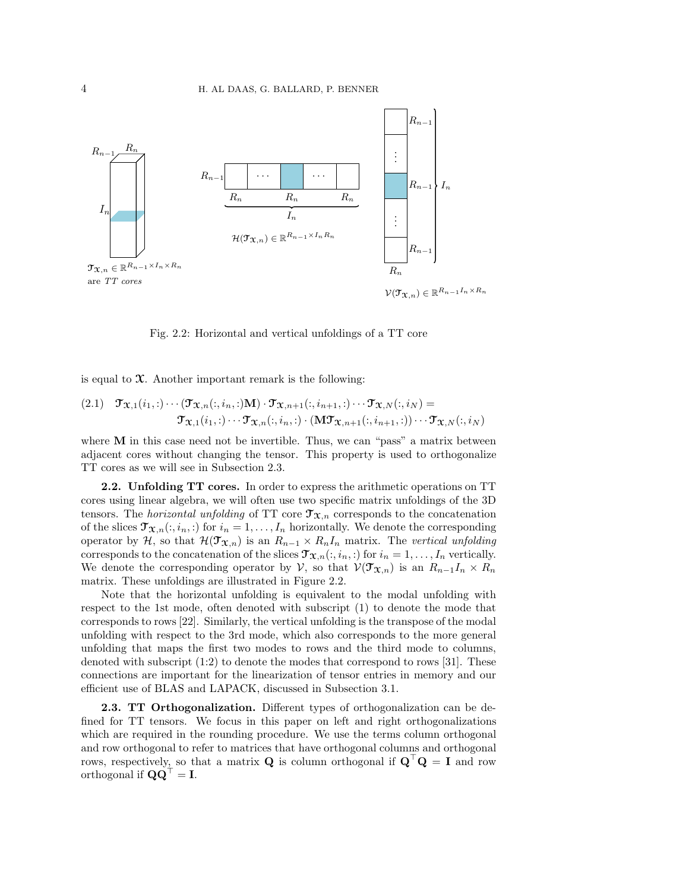Fig. 2.2: Horizontal and vertical unfoldings of a TT core

is equal to $\mathfrak{X}$. Another important remark is the following:

$$
\mathfrak{T}_{\mathfrak{X},1}(i_1,:) \cdots (\mathfrak{T}_{\mathfrak{X},n}(:,i_n,:)\mathbf{M}) \cdot \mathfrak{T}_{\mathfrak{X},n+1}(:,i_{n+1},:) \cdots \mathfrak{T}_{\mathfrak{X},N}(:,i_N) = \\
\mathfrak{T}_{\mathfrak{X},1}(i_1,:) \cdots \mathfrak{T}_{\mathfrak{X},n}(:,i_n,:) \cdot (\mathbf{M}\mathfrak{T}_{\mathfrak{X},n+1}(:,i_{n+1},:)) \cdots \mathfrak{T}_{\mathfrak{X},N}(:,i_N) \tag{2.1}
$$

where $\mathbf{M}$ in this case need not be invertible. Thus, we can "pass" a matrix between adjacent cores without changing the tensor. This property is used to orthogonalize TT cores as we will see in Subsection 2.3.

### 2.2. Unfolding TT cores.

In order to express the arithmetic operations on TT cores using linear algebra, we will often use two specific matrix unfoldings of the 3D tensors. The *horizontal unfolding* of TT core $\mathfrak{T}_{\mathfrak{X},n}$ corresponds to the concatenation of the slices $\mathfrak{T}_{\mathfrak{X},n}(:,i_n,:)$ for $i_n = 1,\ldots,I_n$ horizontally. We denote the corresponding operator by $\mathcal{H}$, so that $\mathcal{H}(\mathfrak{T}_{\mathfrak{X},n})$ is an $R_{n-1} \times R_n I_n$ matrix. The *vertical unfolding* corresponds to the concatenation of the slices $\mathfrak{T}_{\mathfrak{X},n}(:,i_n,:)$ for $i_n = 1,\ldots,I_n$ vertically. We denote the corresponding operator by $\mathcal{V}$, so that $\mathcal{V}(\mathfrak{T}_{\mathfrak{X},n})$ is an $R_{n-1}I_n \times R_n$ matrix. These unfoldings are illustrated in Figure 2.2.

Note that the horizontal unfolding is equivalent to the modal unfolding with respect to the 1st mode, often denoted with subscript (1) to denote the mode that corresponds to rows [22]. Similarly, the vertical unfolding is the transpose of the modal unfolding with respect to the 3rd mode, which also corresponds to the more general unfolding that maps the first two modes to rows and the third mode to columns, denoted with subscript (1:2) to denote the modes that correspond to rows [31]. These connections are important for the linearization of tensor entries in memory and our efficient use of BLAS and LAPACK, discussed in Subsection 3.1.

### 2.3. TT Orthogonalization.

Different types of orthogonalization can be defined for TT tensors. We focus in this paper on left and right orthogonalizations which are required in the rounding procedure. We use the terms column orthogonal and row orthogonal to refer to matrices that have orthogonal columns and orthogonal rows, respectively, so that a matrix $\mathbf{Q}$ is column orthogonal if $\mathbf{Q}^\top\mathbf{Q} = \mathbf{I}$ and row orthogonal if $\mathbf{Q}\mathbf{Q}^\top = \mathbf{I}$.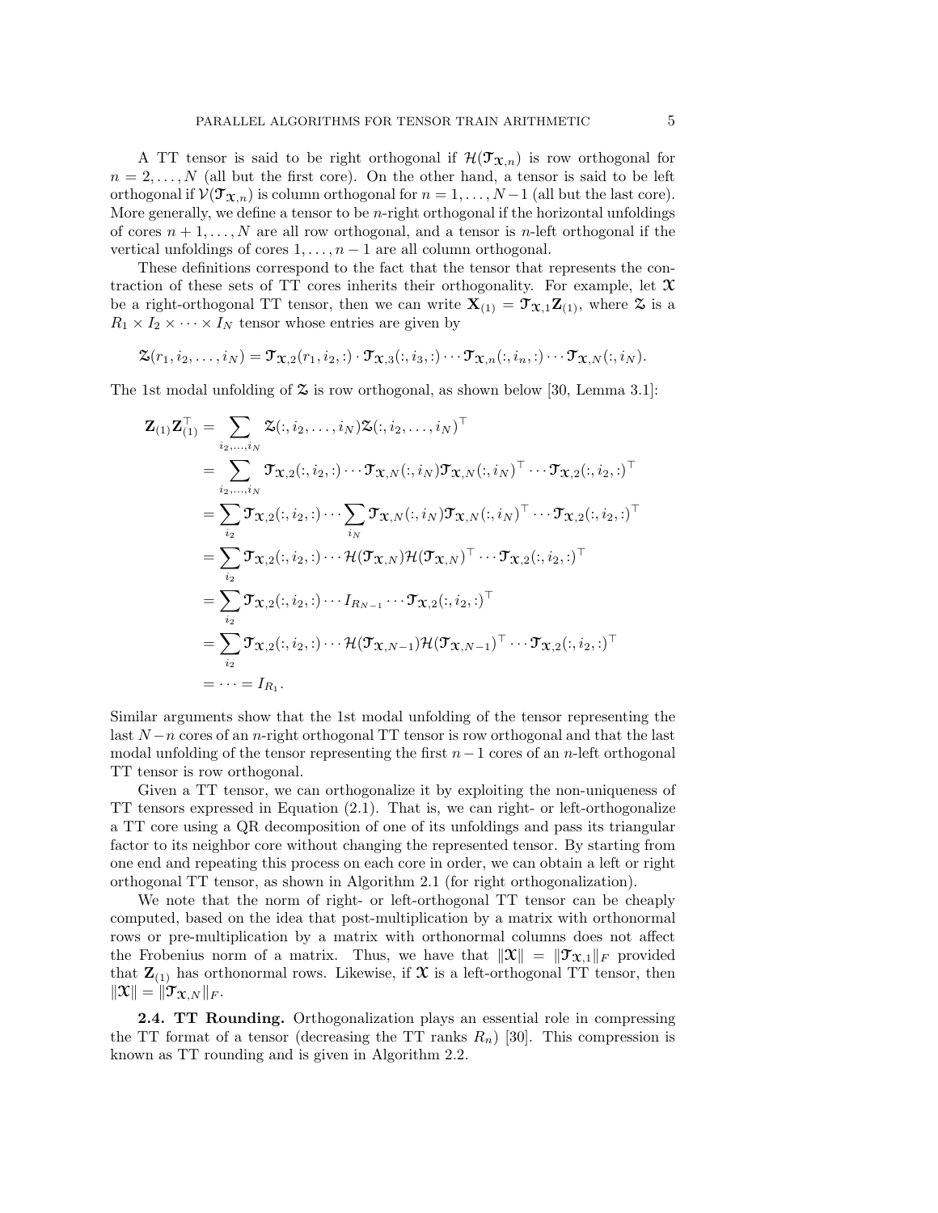A TT tensor is said to be right orthogonal if $\mathcal{H}(\mathbf{\mathfrak{T}}_{\mathbf{\mathfrak{X}},n})$ is row orthogonal for $n = 2, \ldots, N$ (all but the first core). On the other hand, a tensor is said to be left orthogonal if $\mathcal{V}(\mathbf{\mathfrak{T}}_{\mathbf{\mathfrak{X}},n})$ is column orthogonal for $n = 1, \ldots, N-1$ (all but the last core). More generally, we define a tensor to be $n$-right orthogonal if the horizontal unfoldings of cores $n+1, \ldots, N$ are all row orthogonal, and a tensor is $n$-left orthogonal if the vertical unfoldings of cores $1, \ldots, n-1$ are all column orthogonal.

These definitions correspond to the fact that the tensor that represents the contraction of these sets of TT cores inherits their orthogonality. For example, let $\mathbf{\mathfrak{X}}$ be a right-orthogonal TT tensor, then we can write $\mathbf{X}_{(1)} = \mathbf{\mathfrak{T}}_{\mathbf{\mathfrak{X}},1}\mathbf{Z}_{(1)}$, where $\mathbf{\mathfrak{Z}}$ is a $R_1 \times I_2 \times \cdots \times I_N$ tensor whose entries are given by

$$\mathbf{\mathfrak{Z}}(r_1, i_2, \ldots, i_N) = \mathbf{\mathfrak{T}}_{\mathbf{\mathfrak{X}},2}(r_1, i_2, :) \cdot \mathbf{\mathfrak{T}}_{\mathbf{\mathfrak{X}},3}(:, i_3, :) \cdots \mathbf{\mathfrak{T}}_{\mathbf{\mathfrak{X}},n}(:, i_n, :) \cdots \mathbf{\mathfrak{T}}_{\mathbf{\mathfrak{X}},N}(:, i_N).$$

The 1st modal unfolding of $\mathbf{\mathfrak{Z}}$ is row orthogonal, as shown below [30, Lemma 3.1]:

$$\begin{aligned}
\mathbf{Z}_{(1)}\mathbf{Z}_{(1)}^\top &= \sum_{i_2,\ldots,i_N} \mathbf{\mathfrak{Z}}(:, i_2, \ldots, i_N)\mathbf{\mathfrak{Z}}(:, i_2, \ldots, i_N)^\top \\
&= \sum_{i_2,\ldots,i_N} \mathbf{\mathfrak{T}}_{\mathbf{\mathfrak{X}},2}(:, i_2, :) \cdots \mathbf{\mathfrak{T}}_{\mathbf{\mathfrak{X}},N}(:, i_N)\mathbf{\mathfrak{T}}_{\mathbf{\mathfrak{X}},N}(:, i_N)^\top \cdots \mathbf{\mathfrak{T}}_{\mathbf{\mathfrak{X}},2}(:, i_2, :)^\top \\
&= \sum_{i_2} \mathbf{\mathfrak{T}}_{\mathbf{\mathfrak{X}},2}(:, i_2, :) \cdots \sum_{i_N} \mathbf{\mathfrak{T}}_{\mathbf{\mathfrak{X}},N}(:, i_N)\mathbf{\mathfrak{T}}_{\mathbf{\mathfrak{X}},N}(:, i_N)^\top \cdots \mathbf{\mathfrak{T}}_{\mathbf{\mathfrak{X}},2}(:, i_2, :)^\top \\
&= \sum_{i_2} \mathbf{\mathfrak{T}}_{\mathbf{\mathfrak{X}},2}(:, i_2, :) \cdots \mathcal{H}(\mathbf{\mathfrak{T}}_{\mathbf{\mathfrak{X}},N})\mathcal{H}(\mathbf{\mathfrak{T}}_{\mathbf{\mathfrak{X}},N})^\top \cdots \mathbf{\mathfrak{T}}_{\mathbf{\mathfrak{X}},2}(:, i_2, :)^\top \\
&= \sum_{i_2} \mathbf{\mathfrak{T}}_{\mathbf{\mathfrak{X}},2}(:, i_2, :) \cdots I_{R_{N-1}} \cdots \mathbf{\mathfrak{T}}_{\mathbf{\mathfrak{X}},2}(:, i_2, :)^\top \\
&= \sum_{i_2} \mathbf{\mathfrak{T}}_{\mathbf{\mathfrak{X}},2}(:, i_2, :) \cdots \mathcal{H}(\mathbf{\mathfrak{T}}_{\mathbf{\mathfrak{X}},N-1})\mathcal{H}(\mathbf{\mathfrak{T}}_{\mathbf{\mathfrak{X}},N-1})^\top \cdots \mathbf{\mathfrak{T}}_{\mathbf{\mathfrak{X}},2}(:, i_2, :)^\top \\
&= \cdots = I_{R_1}.
\end{aligned}$$

Similar arguments show that the 1st modal unfolding of the tensor representing the last $N-n$ cores of an $n$-right orthogonal TT tensor is row orthogonal and that the last modal unfolding of the tensor representing the first $n-1$ cores of an $n$-left orthogonal TT tensor is row orthogonal.

Given a TT tensor, we can orthogonalize it by exploiting the non-uniqueness of TT tensors expressed in Equation (2.1). That is, we can right- or left-orthogonalize a TT core using a QR decomposition of one of its unfoldings and pass its triangular factor to its neighbor core without changing the represented tensor. By starting from one end and repeating this process on each core in order, we can obtain a left or right orthogonal TT tensor, as shown in Algorithm 2.1 (for right orthogonalization).

We note that the norm of right- or left-orthogonal TT tensor can be cheaply computed, based on the idea that post-multiplication by a matrix with orthonormal rows or pre-multiplication by a matrix with orthonormal columns does not affect the Frobenius norm of a matrix. Thus, we have that $\|\mathbf{\mathfrak{X}}\| = \|\mathbf{\mathfrak{T}}_{\mathbf{\mathfrak{X}},1}\|_F$ provided that $\mathbf{Z}_{(1)}$ has orthonormal rows. Likewise, if $\mathbf{\mathfrak{X}}$ is a left-orthogonal TT tensor, then $\|\mathbf{\mathfrak{X}}\| = \|\mathbf{\mathfrak{T}}_{\mathbf{\mathfrak{X}},N}\|_F$.

**2.4. TT Rounding.** Orthogonalization plays an essential role in compressing the TT format of a tensor (decreasing the TT ranks $R_n$) [30]. This compression is known as TT rounding and is given in Algorithm 2.2.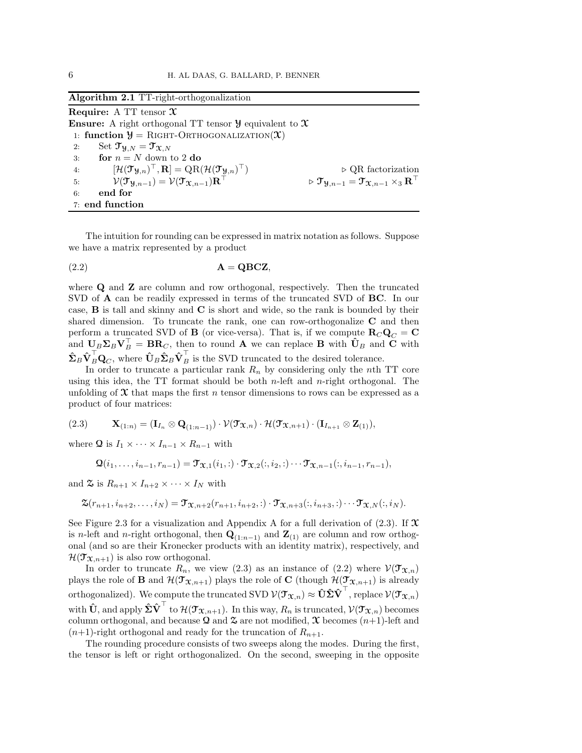**Algorithm 2.1** TT-right-orthogonalization

**Require:** A TT tensor $\boldsymbol{\mathcal{X}}$

**Ensure:** A right orthogonal TT tensor $\boldsymbol{\mathcal{Y}}$ equivalent to $\boldsymbol{\mathcal{X}}$

1: **function** $\boldsymbol{\mathcal{Y}} = \text{RIGHT-ORTHOGONALIZATION}(\boldsymbol{\mathcal{X}})$

2: Set $\boldsymbol{\mathcal{T}}_{\boldsymbol{\mathcal{Y}},N} = \boldsymbol{\mathcal{T}}_{\boldsymbol{\mathcal{X}},N}$

3: **for** $n = N$ down to 2 **do**

4: $[\mathcal{H}(\boldsymbol{\mathcal{T}}_{\boldsymbol{\mathcal{Y}},n})^\top, \mathbf{R}] = \text{QR}(\mathcal{H}(\boldsymbol{\mathcal{T}}_{\boldsymbol{\mathcal{Y}},n})^\top)$ ▷ QR factorization

5: $\mathcal{V}(\boldsymbol{\mathcal{T}}_{\boldsymbol{\mathcal{Y}},n-1}) = \mathcal{V}(\boldsymbol{\mathcal{T}}_{\boldsymbol{\mathcal{X}},n-1})\mathbf{R}^\top$ ▷ $\boldsymbol{\mathcal{T}}_{\boldsymbol{\mathcal{Y}},n-1} = \boldsymbol{\mathcal{T}}_{\boldsymbol{\mathcal{X}},n-1} \times_3 \mathbf{R}^\top$

6: **end for**

7: **end function**

The intuition for rounding can be expressed in matrix notation as follows. Suppose we have a matrix represented by a product

$$\mathbf{A} = \mathbf{QBCZ}, \tag{2.2}$$

where $\mathbf{Q}$ and $\mathbf{Z}$ are column and row orthogonal, respectively. Then the truncated SVD of $\mathbf{A}$ can be readily expressed in terms of the truncated SVD of $\mathbf{BC}$. In our case, $\mathbf{B}$ is tall and skinny and $\mathbf{C}$ is short and wide, so the rank is bounded by their shared dimension. To truncate the rank, one can row-orthogonalize $\mathbf{C}$ and then perform a truncated SVD of $\mathbf{B}$ (or vice-versa). That is, if we compute $\mathbf{R}_C\mathbf{Q}_C = \mathbf{C}$ and $\mathbf{U}_B\mathbf{\Sigma}_B\mathbf{V}_B^\top = \mathbf{B}\mathbf{R}_C$, then to round $\mathbf{A}$ we can replace $\mathbf{B}$ with $\hat{\mathbf{U}}_B$ and $\mathbf{C}$ with $\hat{\mathbf{\Sigma}}_B\hat{\mathbf{V}}_B^\top\mathbf{Q}_C$, where $\hat{\mathbf{U}}_B\hat{\mathbf{\Sigma}}_B\hat{\mathbf{V}}_B^\top$ is the SVD truncated to the desired tolerance.

In order to truncate a particular rank $R_n$ by considering only the $n$th TT core using this idea, the TT format should be both $n$-left and $n$-right orthogonal. The unfolding of $\boldsymbol{\mathcal{X}}$ that maps the first $n$ tensor dimensions to rows can be expressed as a product of four matrices:

$$\mathbf{X}_{(1:n)} = (\mathbf{I}_{I_n} \otimes \mathbf{Q}_{(1:n-1)}) \cdot \mathcal{V}(\boldsymbol{\mathcal{T}}_{\boldsymbol{\mathcal{X}},n}) \cdot \mathcal{H}(\boldsymbol{\mathcal{T}}_{\boldsymbol{\mathcal{X}},n+1}) \cdot (\mathbf{I}_{I_{n+1}} \otimes \mathbf{Z}_{(1)}), \tag{2.3}$$

where $\boldsymbol{\mathcal{Q}}$ is $I_1 \times \cdots \times I_{n-1} \times R_{n-1}$ with

$$\boldsymbol{\mathcal{Q}}(i_1, \ldots, i_{n-1}, r_{n-1}) = \boldsymbol{\mathcal{T}}_{\boldsymbol{\mathcal{X}},1}(i_1, :) \cdot \boldsymbol{\mathcal{T}}_{\boldsymbol{\mathcal{X}},2}(:, i_2, :) \cdots \boldsymbol{\mathcal{T}}_{\boldsymbol{\mathcal{X}},n-1}(:, i_{n-1}, r_{n-1}),$$

and $\boldsymbol{\mathcal{Z}}$ is $R_{n+1} \times I_{n+2} \times \cdots \times I_N$ with

$$\boldsymbol{\mathcal{Z}}(r_{n+1}, i_{n+2}, \ldots, i_N) = \boldsymbol{\mathcal{T}}_{\boldsymbol{\mathcal{X}},n+2}(r_{n+1}, i_{n+2}, :) \cdot \boldsymbol{\mathcal{T}}_{\boldsymbol{\mathcal{X}},n+3}(:, i_{n+3}, :) \cdots \boldsymbol{\mathcal{T}}_{\boldsymbol{\mathcal{X}},N}(:, i_N).$$

See Figure 2.3 for a visualization and Appendix A for a full derivation of (2.3). If $\boldsymbol{\mathcal{X}}$ is $n$-left and $n$-right orthogonal, then $\mathbf{Q}_{(1:n-1)}$ and $\mathbf{Z}_{(1)}$ are column and row orthogonal (and so are their Kronecker products with an identity matrix), respectively, and $\mathcal{H}(\boldsymbol{\mathcal{T}}_{\boldsymbol{\mathcal{X}},n+1})$ is also row orthogonal.

In order to truncate $R_n$, we view (2.3) as an instance of (2.2) where $\mathcal{V}(\boldsymbol{\mathcal{T}}_{\boldsymbol{\mathcal{X}},n})$ plays the role of $\mathbf{B}$ and $\mathcal{H}(\boldsymbol{\mathcal{T}}_{\boldsymbol{\mathcal{X}},n+1})$ plays the role of $\mathbf{C}$ (though $\mathcal{H}(\boldsymbol{\mathcal{T}}_{\boldsymbol{\mathcal{X}},n+1})$ is already orthogonalized). We compute the truncated SVD $\mathcal{V}(\boldsymbol{\mathcal{T}}_{\boldsymbol{\mathcal{X}},n}) \approx \hat{\mathbf{U}}\hat{\mathbf{\Sigma}}\hat{\mathbf{V}}^\top$, replace $\mathcal{V}(\boldsymbol{\mathcal{T}}_{\boldsymbol{\mathcal{X}},n})$ with $\hat{\mathbf{U}}$, and apply $\hat{\mathbf{\Sigma}}\hat{\mathbf{V}}^\top$ to $\mathcal{H}(\boldsymbol{\mathcal{T}}_{\boldsymbol{\mathcal{X}},n+1})$. In this way, $R_n$ is truncated, $\mathcal{V}(\boldsymbol{\mathcal{T}}_{\boldsymbol{\mathcal{X}},n})$ becomes column orthogonal, and because $\boldsymbol{\mathcal{Q}}$ and $\boldsymbol{\mathcal{Z}}$ are not modified, $\boldsymbol{\mathcal{X}}$ becomes $(n+1)$-left and $(n+1)$-right orthogonal and ready for the truncation of $R_{n+1}$.

The rounding procedure consists of two sweeps along the modes. During the first, the tensor is left or right orthogonalized. On the second, sweeping in the opposite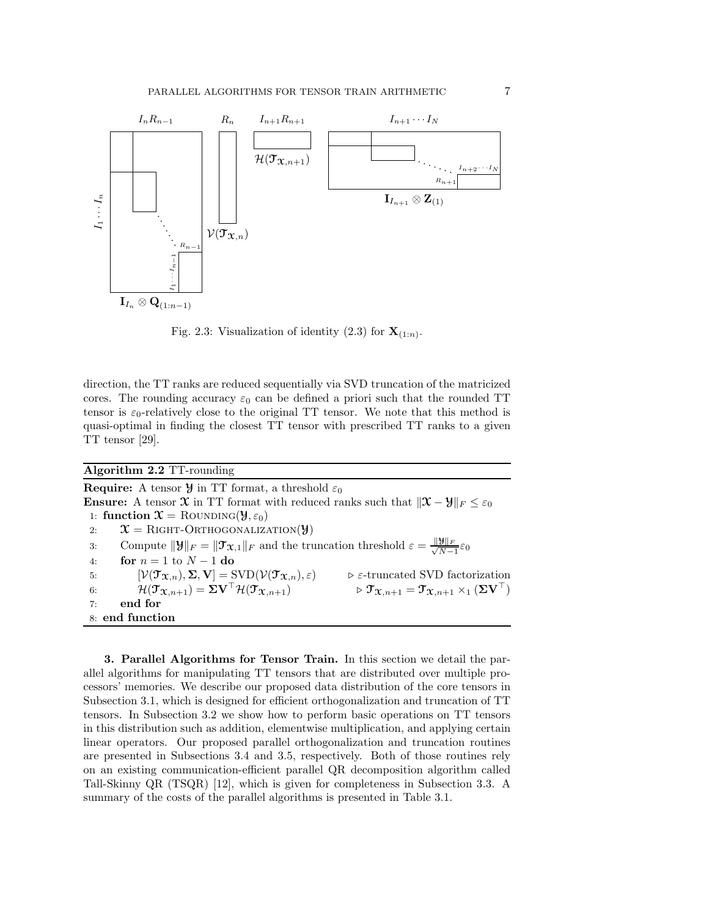Fig. 2.3: Visualization of identity (2.3) for $\mathbf{X}_{(1:n)}$.

direction, the TT ranks are reduced sequentially via SVD truncation of the matricized cores. The rounding accuracy $\varepsilon_0$ can be defined a priori such that the rounded TT tensor is $\varepsilon_0$-relatively close to the original TT tensor. We note that this method is quasi-optimal in finding the closest TT tensor with prescribed TT ranks to a given TT tensor [29].

**Algorithm 2.2** TT-rounding

**Require:** A tensor $\boldsymbol{\mathcal{Y}}$ in TT format, a threshold $\varepsilon_0$

**Ensure:** A tensor $\boldsymbol{\mathcal{X}}$ in TT format with reduced ranks such that $\|\boldsymbol{\mathcal{X}} - \boldsymbol{\mathcal{Y}}\|_F \le \varepsilon_0$

```
1: function X = Rounding(Y, ε0)
2:     X = Right-Orthogonalization(Y)
3:     Compute ||Y||_F = ||T_{X,1}||_F and the truncation threshold ε = (||Y||_F / sqrt(N-1)) ε0
4:     for n = 1 to N − 1 do
5:         [V(T_{X,n}), Σ, V] = SVD(V(T_{X,n}), ε)          ▷ ε-truncated SVD factorization
6:         H(T_{X,n+1}) = Σ V^T H(T_{X,n+1})                ▷ T_{X,n+1} = T_{X,n+1} ×_1 (Σ V^T)
7:     end for
8: end function
```

Where line 3 reads: Compute $\|\boldsymbol{\mathcal{Y}}\|_F = \|\boldsymbol{\mathcal{T}}_{\boldsymbol{\mathcal{X}},1}\|_F$ and the truncation threshold $\varepsilon = \frac{\|\boldsymbol{\mathcal{Y}}\|_F}{\sqrt{N-1}}\varepsilon_0$; line 5 reads: $[\mathcal{V}(\boldsymbol{\mathcal{T}}_{\boldsymbol{\mathcal{X}},n}), \boldsymbol{\Sigma}, \mathbf{V}] = \text{SVD}(\mathcal{V}(\boldsymbol{\mathcal{T}}_{\boldsymbol{\mathcal{X}},n}), \varepsilon)$ ▷ $\varepsilon$-truncated SVD factorization; line 6 reads: $\mathcal{H}(\boldsymbol{\mathcal{T}}_{\boldsymbol{\mathcal{X}},n+1}) = \boldsymbol{\Sigma}\mathbf{V}^\top \mathcal{H}(\boldsymbol{\mathcal{T}}_{\boldsymbol{\mathcal{X}},n+1})$ ▷ $\boldsymbol{\mathcal{T}}_{\boldsymbol{\mathcal{X}},n+1} = \boldsymbol{\mathcal{T}}_{\boldsymbol{\mathcal{X}},n+1} \times_1 (\boldsymbol{\Sigma}\mathbf{V}^\top)$.

## 3. Parallel Algorithms for Tensor Train.

In this section we detail the parallel algorithms for manipulating TT tensors that are distributed over multiple processors' memories. We describe our proposed data distribution of the core tensors in Subsection 3.1, which is designed for efficient orthogonalization and truncation of TT tensors. In Subsection 3.2 we show how to perform basic operations on TT tensors in this distribution such as addition, elementwise multiplication, and applying certain linear operators. Our proposed parallel orthogonalization and truncation routines are presented in Subsections 3.4 and 3.5, respectively. Both of those routines rely on an existing communication-efficient parallel QR decomposition algorithm called Tall-Skinny QR (TSQR) [12], which is given for completeness in Subsection 3.3. A summary of the costs of the parallel algorithms is presented in Table 3.1.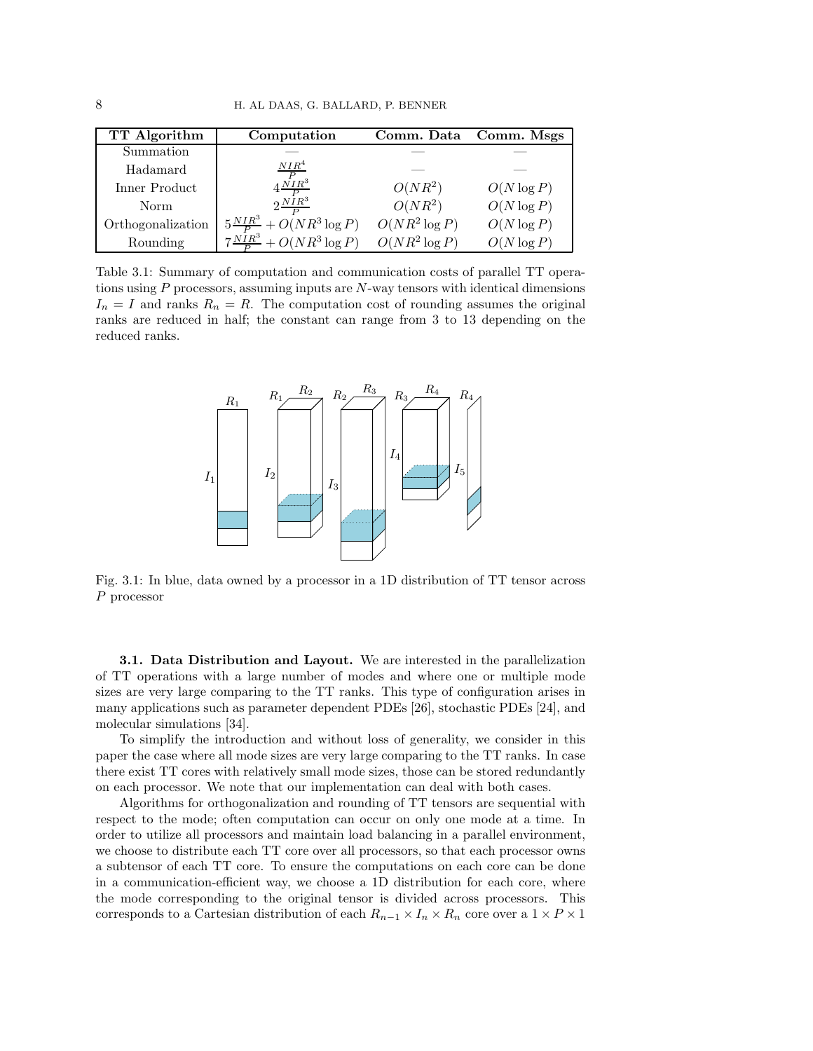| TT Algorithm | Computation | Comm. Data | Comm. Msgs |
|---|---|---|---|
| Summation | — | — | — |
| Hadamard | $\frac{NIR^4}{P}$ | — | — |
| Inner Product | $4\frac{NIR^3}{P}$ | $O(NR^2)$ | $O(N \log P)$ |
| Norm | $2\frac{NIR^3}{P}$ | $O(NR^2)$ | $O(N \log P)$ |
| Orthogonalization | $5\frac{NIR^3}{P} + O(NR^3 \log P)$ | $O(NR^2 \log P)$ | $O(N \log P)$ |
| Rounding | $7\frac{NIR^3}{P} + O(NR^3 \log P)$ | $O(NR^2 \log P)$ | $O(N \log P)$ |

Table 3.1: Summary of computation and communication costs of parallel TT operations using $P$ processors, assuming inputs are $N$-way tensors with identical dimensions $I_n = I$ and ranks $R_n = R$. The computation cost of rounding assumes the original ranks are reduced in half; the constant can range from 3 to 13 depending on the reduced ranks.

Fig. 3.1: In blue, data owned by a processor in a 1D distribution of TT tensor across $P$ processor

**3.1. Data Distribution and Layout.** We are interested in the parallelization of TT operations with a large number of modes and where one or multiple mode sizes are very large comparing to the TT ranks. This type of configuration arises in many applications such as parameter dependent PDEs [26], stochastic PDEs [24], and molecular simulations [34].

To simplify the introduction and without loss of generality, we consider in this paper the case where all mode sizes are very large comparing to the TT ranks. In case there exist TT cores with relatively small mode sizes, those can be stored redundantly on each processor. We note that our implementation can deal with both cases.

Algorithms for orthogonalization and rounding of TT tensors are sequential with respect to the mode; often computation can occur on only one mode at a time. In order to utilize all processors and maintain load balancing in a parallel environment, we choose to distribute each TT core over all processors, so that each processor owns a subtensor of each TT core. To ensure the computations on each core can be done in a communication-efficient way, we choose a 1D distribution for each core, where the mode corresponding to the original tensor is divided across processors. This corresponds to a Cartesian distribution of each $R_{n-1} \times I_n \times R_n$ core over a $1 \times P \times 1$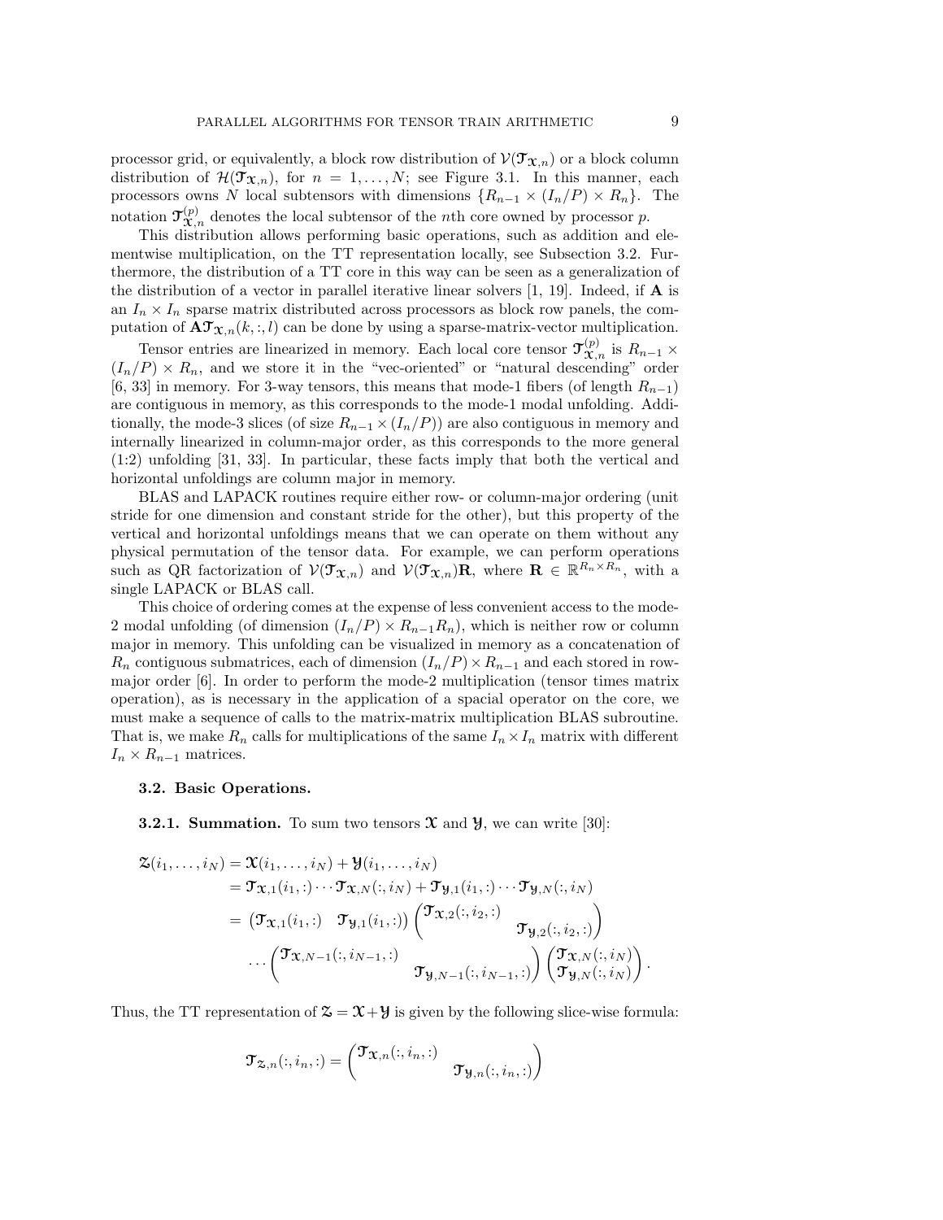processor grid, or equivalently, a block row distribution of $\mathcal{V}(\mathfrak{T}_{\mathfrak{X},n})$ or a block column distribution of $\mathcal{H}(\mathfrak{T}_{\mathfrak{X},n})$, for $n = 1, \ldots, N$; see Figure 3.1. In this manner, each processors owns $N$ local subtensors with dimensions $\{R_{n-1} \times (I_n/P) \times R_n\}$. The notation $\mathfrak{T}^{(p)}_{\mathfrak{X},n}$ denotes the local subtensor of the $n$th core owned by processor $p$.

This distribution allows performing basic operations, such as addition and elementwise multiplication, on the TT representation locally, see Subsection 3.2. Furthermore, the distribution of a TT core in this way can be seen as a generalization of the distribution of a vector in parallel iterative linear solvers [1, 19]. Indeed, if $\mathbf{A}$ is an $I_n \times I_n$ sparse matrix distributed across processors as block row panels, the computation of $\mathbf{A}\mathfrak{T}_{\mathfrak{X},n}(k, :, l)$ can be done by using a sparse-matrix-vector multiplication.

Tensor entries are linearized in memory. Each local core tensor $\mathfrak{T}^{(p)}_{\mathfrak{X},n}$ is $R_{n-1} \times (I_n/P) \times R_n$, and we store it in the "vec-oriented" or "natural descending" order [6, 33] in memory. For 3-way tensors, this means that mode-1 fibers (of length $R_{n-1}$) are contiguous in memory, as this corresponds to the mode-1 modal unfolding. Additionally, the mode-3 slices (of size $R_{n-1} \times (I_n/P)$) are also contiguous in memory and internally linearized in column-major order, as this corresponds to the more general (1:2) unfolding [31, 33]. In particular, these facts imply that both the vertical and horizontal unfoldings are column major in memory.

BLAS and LAPACK routines require either row- or column-major ordering (unit stride for one dimension and constant stride for the other), but this property of the vertical and horizontal unfoldings means that we can operate on them without any physical permutation of the tensor data. For example, we can perform operations such as QR factorization of $\mathcal{V}(\mathfrak{T}_{\mathfrak{X},n})$ and $\mathcal{V}(\mathfrak{T}_{\mathfrak{X},n})\mathbf{R}$, where $\mathbf{R} \in \mathbb{R}^{R_n \times R_n}$, with a single LAPACK or BLAS call.

This choice of ordering comes at the expense of less convenient access to the mode-2 modal unfolding (of dimension $(I_n/P) \times R_{n-1}R_n$), which is neither row or column major in memory. This unfolding can be visualized in memory as a concatenation of $R_n$ contiguous submatrices, each of dimension $(I_n/P) \times R_{n-1}$ and each stored in row-major order [6]. In order to perform the mode-2 multiplication (tensor times matrix operation), as is necessary in the application of a spacial operator on the core, we must make a sequence of calls to the matrix-matrix multiplication BLAS subroutine. That is, we make $R_n$ calls for multiplications of the same $I_n \times I_n$ matrix with different $I_n \times R_{n-1}$ matrices.

### 3.2. Basic Operations.

**3.2.1. Summation.** To sum two tensors $\mathfrak{X}$ and $\mathfrak{Y}$, we can write [30]:

$$
\begin{aligned}
\mathfrak{Z}(i_1, \ldots, i_N) &= \mathfrak{X}(i_1, \ldots, i_N) + \mathfrak{Y}(i_1, \ldots, i_N) \\
&= \mathfrak{T}_{\mathfrak{X},1}(i_1, :) \cdots \mathfrak{T}_{\mathfrak{X},N}(:, i_N) + \mathfrak{T}_{\mathfrak{Y},1}(i_1, :) \cdots \mathfrak{T}_{\mathfrak{Y},N}(:, i_N) \\
&= \begin{pmatrix} \mathfrak{T}_{\mathfrak{X},1}(i_1, :) & \mathfrak{T}_{\mathfrak{Y},1}(i_1, :) \end{pmatrix} \begin{pmatrix} \mathfrak{T}_{\mathfrak{X},2}(:, i_2, :) & \\ & \mathfrak{T}_{\mathfrak{Y},2}(:, i_2, :) \end{pmatrix} \\
&\quad \cdots \begin{pmatrix} \mathfrak{T}_{\mathfrak{X},N-1}(:, i_{N-1}, :) & \\ & \mathfrak{T}_{\mathfrak{Y},N-1}(:, i_{N-1}, :) \end{pmatrix} \begin{pmatrix} \mathfrak{T}_{\mathfrak{X},N}(:, i_N) \\ \mathfrak{T}_{\mathfrak{Y},N}(:, i_N) \end{pmatrix}.
\end{aligned}
$$

Thus, the TT representation of $\mathfrak{Z} = \mathfrak{X} + \mathfrak{Y}$ is given by the following slice-wise formula:

$$
\mathfrak{T}_{\mathfrak{Z},n}(:, i_n, :) = \begin{pmatrix} \mathfrak{T}_{\mathfrak{X},n}(:, i_n, :) & \\ & \mathfrak{T}_{\mathfrak{Y},n}(:, i_n, :) \end{pmatrix}
$$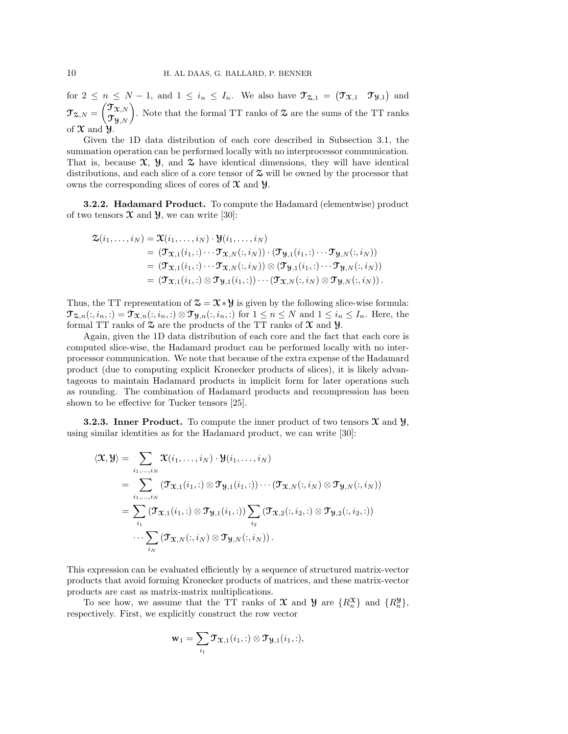for $2 \leq n \leq N-1$, and $1 \leq i_n \leq I_n$. We also have $\mathcal{T}_{\mathcal{Z},1} = \begin{pmatrix} \mathcal{T}_{\mathcal{X},1} & \mathcal{T}_{\mathcal{Y},1} \end{pmatrix}$ and $\mathcal{T}_{\mathcal{Z},N} = \begin{pmatrix} \mathcal{T}_{\mathcal{X},N} \\ \mathcal{T}_{\mathcal{Y},N} \end{pmatrix}$. Note that the formal TT ranks of $\mathcal{Z}$ are the sums of the TT ranks of $\mathcal{X}$ and $\mathcal{Y}$.

Given the 1D data distribution of each core described in Subsection 3.1, the summation operation can be performed locally with no interprocessor communication. That is, because $\mathcal{X}$, $\mathcal{Y}$, and $\mathcal{Z}$ have identical dimensions, they will have identical distributions, and each slice of a core tensor of $\mathcal{Z}$ will be owned by the processor that owns the corresponding slices of cores of $\mathcal{X}$ and $\mathcal{Y}$.

**3.2.2. Hadamard Product.** To compute the Hadamard (elementwise) product of two tensors $\mathcal{X}$ and $\mathcal{Y}$, we can write [30]:

$$
\begin{aligned}
\mathcal{Z}(i_1,\ldots,i_N) &= \mathcal{X}(i_1,\ldots,i_N)\cdot\mathcal{Y}(i_1,\ldots,i_N) \\
&= \left(\mathcal{T}_{\mathcal{X},1}(i_1,:)\cdots\mathcal{T}_{\mathcal{X},N}(:,i_N)\right)\cdot\left(\mathcal{T}_{\mathcal{Y},1}(i_1,:)\cdots\mathcal{T}_{\mathcal{Y},N}(:,i_N)\right) \\
&= \left(\mathcal{T}_{\mathcal{X},1}(i_1,:)\cdots\mathcal{T}_{\mathcal{X},N}(:,i_N)\right)\otimes\left(\mathcal{T}_{\mathcal{Y},1}(i_1,:)\cdots\mathcal{T}_{\mathcal{Y},N}(:,i_N)\right) \\
&= \left(\mathcal{T}_{\mathcal{X},1}(i_1,:)\otimes\mathcal{T}_{\mathcal{Y},1}(i_1,:)\right)\cdots\left(\mathcal{T}_{\mathcal{X},N}(:,i_N)\otimes\mathcal{T}_{\mathcal{Y},N}(:,i_N)\right).
\end{aligned}
$$

Thus, the TT representation of $\mathcal{Z} = \mathcal{X} * \mathcal{Y}$ is given by the following slice-wise formula: $\mathcal{T}_{\mathcal{Z},n}(:,i_n,:) = \mathcal{T}_{\mathcal{X},n}(:,i_n,:) \otimes \mathcal{T}_{\mathcal{Y},n}(:,i_n,:)$ for $1 \leq n \leq N$ and $1 \leq i_n \leq I_n$. Here, the formal TT ranks of $\mathcal{Z}$ are the products of the TT ranks of $\mathcal{X}$ and $\mathcal{Y}$.

Again, given the 1D data distribution of each core and the fact that each core is computed slice-wise, the Hadamard product can be performed locally with no interprocessor communication. We note that because of the extra expense of the Hadamard product (due to computing explicit Kronecker products of slices), it is likely advantageous to maintain Hadamard products in implicit form for later operations such as rounding. The combination of Hadamard products and recompression has been shown to be effective for Tucker tensors [25].

**3.2.3. Inner Product.** To compute the inner product of two tensors $\mathcal{X}$ and $\mathcal{Y}$, using similar identities as for the Hadamard product, we can write [30]:

$$
\begin{aligned}
\langle\mathcal{X},\mathcal{Y}\rangle &= \sum_{i_1,\ldots,i_N}\mathcal{X}(i_1,\ldots,i_N)\cdot\mathcal{Y}(i_1,\ldots,i_N) \\
&= \sum_{i_1,\ldots,i_N}\left(\mathcal{T}_{\mathcal{X},1}(i_1,:)\otimes\mathcal{T}_{\mathcal{Y},1}(i_1,:)\right)\cdots\left(\mathcal{T}_{\mathcal{X},N}(:,i_N)\otimes\mathcal{T}_{\mathcal{Y},N}(:,i_N)\right) \\
&= \sum_{i_1}\left(\mathcal{T}_{\mathcal{X},1}(i_1,:)\otimes\mathcal{T}_{\mathcal{Y},1}(i_1,:)\right)\sum_{i_2}\left(\mathcal{T}_{\mathcal{X},2}(:,i_2,:)\otimes\mathcal{T}_{\mathcal{Y},2}(:,i_2,:)\right) \\
&\quad\cdots\sum_{i_N}\left(\mathcal{T}_{\mathcal{X},N}(:,i_N)\otimes\mathcal{T}_{\mathcal{Y},N}(:,i_N)\right).
\end{aligned}
$$

This expression can be evaluated efficiently by a sequence of structured matrix-vector products that avoid forming Kronecker products of matrices, and these matrix-vector products are cast as matrix-matrix multiplications.

To see how, we assume that the TT ranks of $\mathcal{X}$ and $\mathcal{Y}$ are $\{R_n^{\mathcal{X}}\}$ and $\{R_n^{\mathcal{Y}}\}$, respectively. First, we explicitly construct the row vector

$$
\mathbf{w}_1 = \sum_{i_1}\mathcal{T}_{\mathcal{X},1}(i_1,:)\otimes\mathcal{T}_{\mathcal{Y},1}(i_1,:),
$$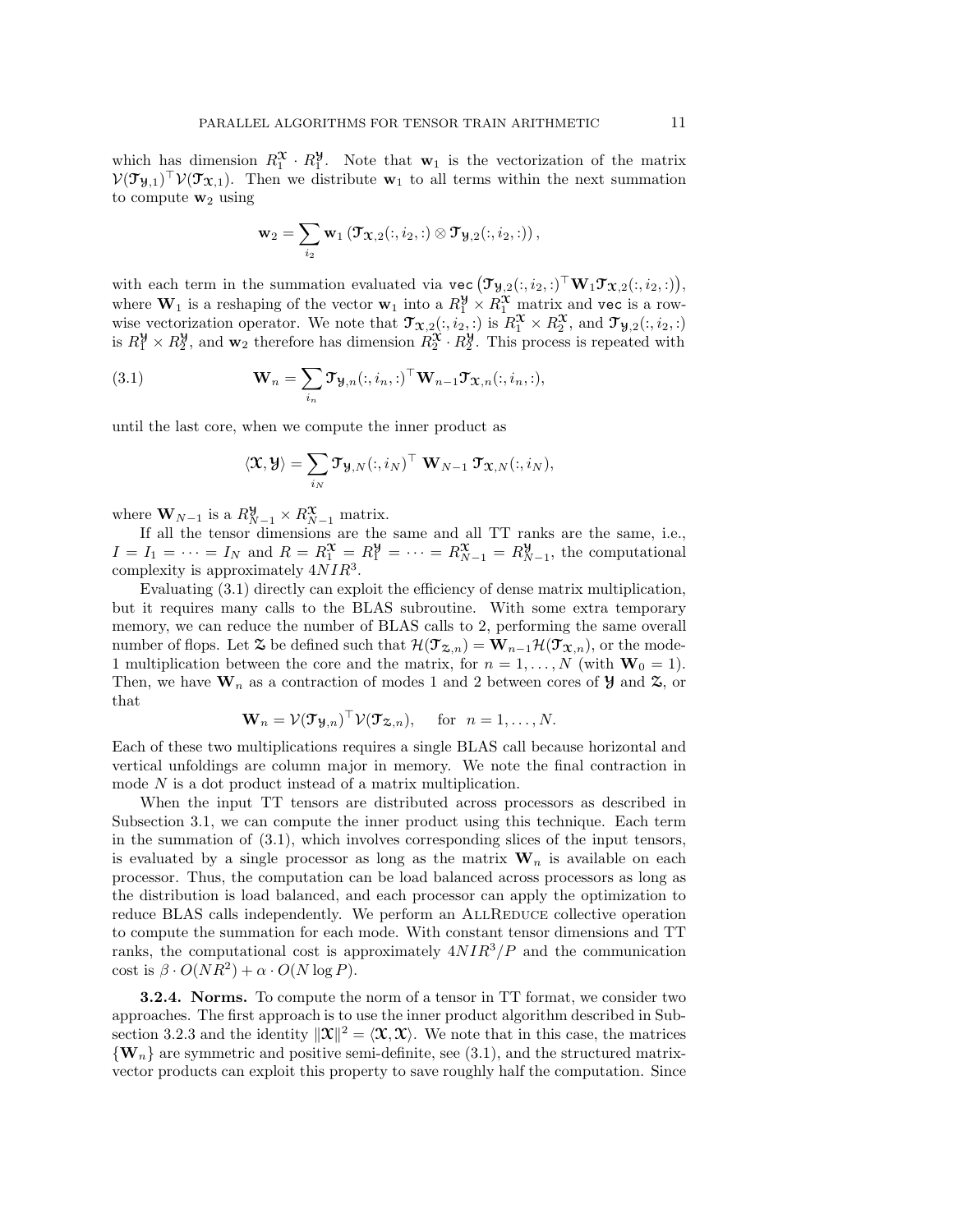which has dimension $R_1^{\mathcal{X}} \cdot R_1^{\mathcal{Y}}$. Note that $\mathbf{w}_1$ is the vectorization of the matrix $\mathcal{V}(\mathcal{T}_{\mathcal{Y},1})^\top \mathcal{V}(\mathcal{T}_{\mathcal{X},1})$. Then we distribute $\mathbf{w}_1$ to all terms within the next summation to compute $\mathbf{w}_2$ using

$$\mathbf{w}_2 = \sum_{i_2} \mathbf{w}_1 \left( \mathcal{T}_{\mathcal{X},2}(:, i_2, :) \otimes \mathcal{T}_{\mathcal{Y},2}(:, i_2, :) \right),$$

with each term in the summation evaluated via $\texttt{vec}\left(\mathcal{T}_{\mathcal{Y},2}(:, i_2, :)^\top \mathbf{W}_1 \mathcal{T}_{\mathcal{X},2}(:, i_2, :)\right)$, where $\mathbf{W}_1$ is a reshaping of the vector $\mathbf{w}_1$ into a $R_1^{\mathcal{Y}} \times R_1^{\mathcal{X}}$ matrix and $\texttt{vec}$ is a row-wise vectorization operator. We note that $\mathcal{T}_{\mathcal{X},2}(:, i_2, :)$ is $R_1^{\mathcal{X}} \times R_2^{\mathcal{X}}$, and $\mathcal{T}_{\mathcal{Y},2}(:, i_2, :)$ is $R_1^{\mathcal{Y}} \times R_2^{\mathcal{Y}}$, and $\mathbf{w}_2$ therefore has dimension $R_2^{\mathcal{X}} \cdot R_2^{\mathcal{Y}}$. This process is repeated with

$$\mathbf{W}_n = \sum_{i_n} \mathcal{T}_{\mathcal{Y},n}(:, i_n, :)^\top \mathbf{W}_{n-1} \mathcal{T}_{\mathcal{X},n}(:, i_n, :), \tag{3.1}$$

until the last core, when we compute the inner product as

$$\langle \mathcal{X}, \mathcal{Y} \rangle = \sum_{i_N} \mathcal{T}_{\mathcal{Y},N}(:, i_N)^\top \; \mathbf{W}_{N-1} \; \mathcal{T}_{\mathcal{X},N}(:, i_N),$$

where $\mathbf{W}_{N-1}$ is a $R_{N-1}^{\mathcal{Y}} \times R_{N-1}^{\mathcal{X}}$ matrix.

If all the tensor dimensions are the same and all TT ranks are the same, i.e., $I = I_1 = \cdots = I_N$ and $R = R_1^{\mathcal{X}} = R_1^{\mathcal{Y}} = \cdots = R_{N-1}^{\mathcal{X}} = R_{N-1}^{\mathcal{Y}}$, the computational complexity is approximately $4NIR^3$.

Evaluating (3.1) directly can exploit the efficiency of dense matrix multiplication, but it requires many calls to the BLAS subroutine. With some extra temporary memory, we can reduce the number of BLAS calls to 2, performing the same overall number of flops. Let $\mathcal{Z}$ be defined such that $\mathcal{H}(\mathcal{T}_{\mathcal{Z},n}) = \mathbf{W}_{n-1}\mathcal{H}(\mathcal{T}_{\mathcal{X},n})$, or the mode-1 multiplication between the core and the matrix, for $n = 1, \ldots, N$ (with $\mathbf{W}_0 = 1$). Then, we have $\mathbf{W}_n$ as a contraction of modes 1 and 2 between cores of $\mathcal{Y}$ and $\mathcal{Z}$, or that

$$\mathbf{W}_n = \mathcal{V}(\mathcal{T}_{\mathcal{Y},n})^\top \mathcal{V}(\mathcal{T}_{\mathcal{Z},n}), \quad \text{ for } \; n = 1, \ldots, N.$$

Each of these two multiplications requires a single BLAS call because horizontal and vertical unfoldings are column major in memory. We note the final contraction in mode $N$ is a dot product instead of a matrix multiplication.

When the input TT tensors are distributed across processors as described in Subsection 3.1, we can compute the inner product using this technique. Each term in the summation of (3.1), which involves corresponding slices of the input tensors, is evaluated by a single processor as long as the matrix $\mathbf{W}_n$ is available on each processor. Thus, the computation can be load balanced across processors as long as the distribution is load balanced, and each processor can apply the optimization to reduce BLAS calls independently. We perform an AllReduce collective operation to compute the summation for each mode. With constant tensor dimensions and TT ranks, the computational cost is approximately $4NIR^3/P$ and the communication cost is $\beta \cdot O(NR^2) + \alpha \cdot O(N \log P)$.

**3.2.4. Norms.** To compute the norm of a tensor in TT format, we consider two approaches. The first approach is to use the inner product algorithm described in Subsection 3.2.3 and the identity $\|\mathcal{X}\|^2 = \langle \mathcal{X}, \mathcal{X} \rangle$. We note that in this case, the matrices $\{\mathbf{W}_n\}$ are symmetric and positive semi-definite, see (3.1), and the structured matrix-vector products can exploit this property to save roughly half the computation. Since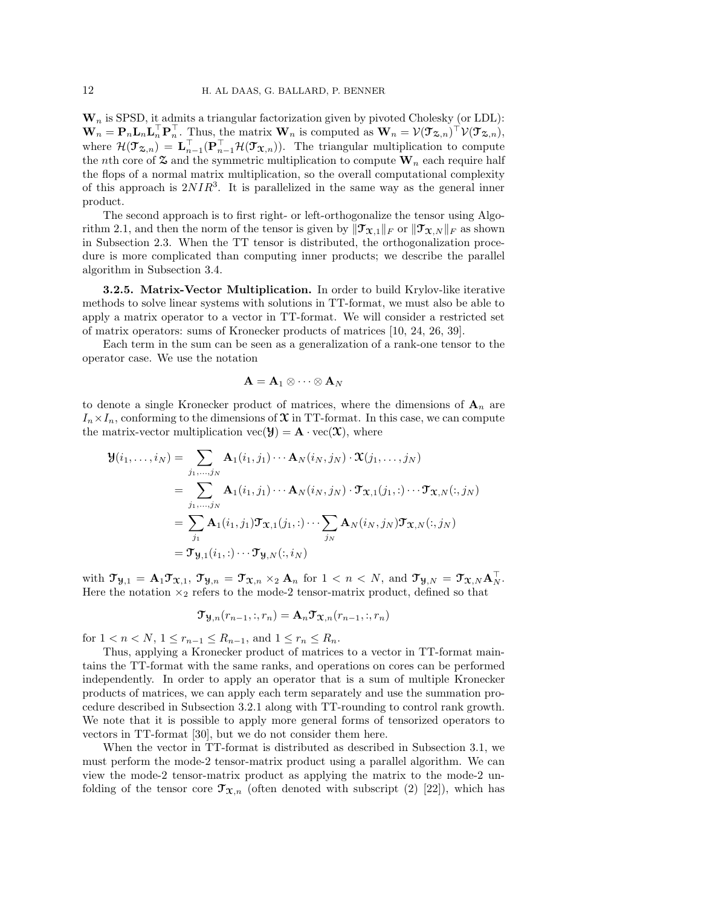$\mathbf{W}_n$ is SPSD, it admits a triangular factorization given by pivoted Cholesky (or LDL): $\mathbf{W}_n = \mathbf{P}_n \mathbf{L}_n \mathbf{L}_n^\top \mathbf{P}_n^\top$. Thus, the matrix $\mathbf{W}_n$ is computed as $\mathbf{W}_n = \mathcal{V}(\mathcal{T}_{\mathcal{Z},n})^\top \mathcal{V}(\mathcal{T}_{\mathcal{Z},n})$, where $\mathcal{H}(\mathcal{T}_{\mathcal{Z},n}) = \mathbf{L}_{n-1}^\top (\mathbf{P}_{n-1}^\top \mathcal{H}(\mathcal{T}_{\mathcal{X},n}))$. The triangular multiplication to compute the $n$th core of $\mathcal{Z}$ and the symmetric multiplication to compute $\mathbf{W}_n$ each require half the flops of a normal matrix multiplication, so the overall computational complexity of this approach is $2NIR^3$. It is parallelized in the same way as the general inner product.

The second approach is to first right- or left-orthogonalize the tensor using Algorithm 2.1, and then the norm of the tensor is given by $\|\mathcal{T}_{\mathcal{X},1}\|_F$ or $\|\mathcal{T}_{\mathcal{X},N}\|_F$ as shown in Subsection 2.3. When the TT tensor is distributed, the orthogonalization procedure is more complicated than computing inner products; we describe the parallel algorithm in Subsection 3.4.

**3.2.5. Matrix-Vector Multiplication.** In order to build Krylov-like iterative methods to solve linear systems with solutions in TT-format, we must also be able to apply a matrix operator to a vector in TT-format. We will consider a restricted set of matrix operators: sums of Kronecker products of matrices [10, 24, 26, 39].

Each term in the sum can be seen as a generalization of a rank-one tensor to the operator case. We use the notation

$$\mathbf{A} = \mathbf{A}_1 \otimes \cdots \otimes \mathbf{A}_N$$

to denote a single Kronecker product of matrices, where the dimensions of $\mathbf{A}_n$ are $I_n \times I_n$, conforming to the dimensions of $\mathcal{X}$ in TT-format. In this case, we can compute the matrix-vector multiplication $\text{vec}(\mathcal{Y}) = \mathbf{A} \cdot \text{vec}(\mathcal{X})$, where

$$\begin{aligned}
\mathcal{Y}(i_1, \ldots, i_N) &= \sum_{j_1,\ldots,j_N} \mathbf{A}_1(i_1, j_1) \cdots \mathbf{A}_N(i_N, j_N) \cdot \mathcal{X}(j_1, \ldots, j_N) \\
&= \sum_{j_1,\ldots,j_N} \mathbf{A}_1(i_1, j_1) \cdots \mathbf{A}_N(i_N, j_N) \cdot \mathcal{T}_{\mathcal{X},1}(j_1, :) \cdots \mathcal{T}_{\mathcal{X},N}(:, j_N) \\
&= \sum_{j_1} \mathbf{A}_1(i_1, j_1) \mathcal{T}_{\mathcal{X},1}(j_1, :) \cdots \sum_{j_N} \mathbf{A}_N(i_N, j_N) \mathcal{T}_{\mathcal{X},N}(:, j_N) \\
&= \mathcal{T}_{\mathcal{Y},1}(i_1, :) \cdots \mathcal{T}_{\mathcal{Y},N}(:, i_N)
\end{aligned}$$

with $\mathcal{T}_{\mathcal{Y},1} = \mathbf{A}_1 \mathcal{T}_{\mathcal{X},1}$, $\mathcal{T}_{\mathcal{Y},n} = \mathcal{T}_{\mathcal{X},n} \times_2 \mathbf{A}_n$ for $1 < n < N$, and $\mathcal{T}_{\mathcal{Y},N} = \mathcal{T}_{\mathcal{X},N} \mathbf{A}_N^\top$. Here the notation $\times_2$ refers to the mode-2 tensor-matrix product, defined so that

$$\mathcal{T}_{\mathcal{Y},n}(r_{n-1}, :, r_n) = \mathbf{A}_n \mathcal{T}_{\mathcal{X},n}(r_{n-1}, :, r_n)$$

for $1 < n < N$, $1 \le r_{n-1} \le R_{n-1}$, and $1 \le r_n \le R_n$.

Thus, applying a Kronecker product of matrices to a vector in TT-format maintains the TT-format with the same ranks, and operations on cores can be performed independently. In order to apply an operator that is a sum of multiple Kronecker products of matrices, we can apply each term separately and use the summation procedure described in Subsection 3.2.1 along with TT-rounding to control rank growth. We note that it is possible to apply more general forms of tensorized operators to vectors in TT-format [30], but we do not consider them here.

When the vector in TT-format is distributed as described in Subsection 3.1, we must perform the mode-2 tensor-matrix product using a parallel algorithm. We can view the mode-2 tensor-matrix product as applying the matrix to the mode-2 unfolding of the tensor core $\mathcal{T}_{\mathcal{X},n}$ (often denoted with subscript (2) [22]), which has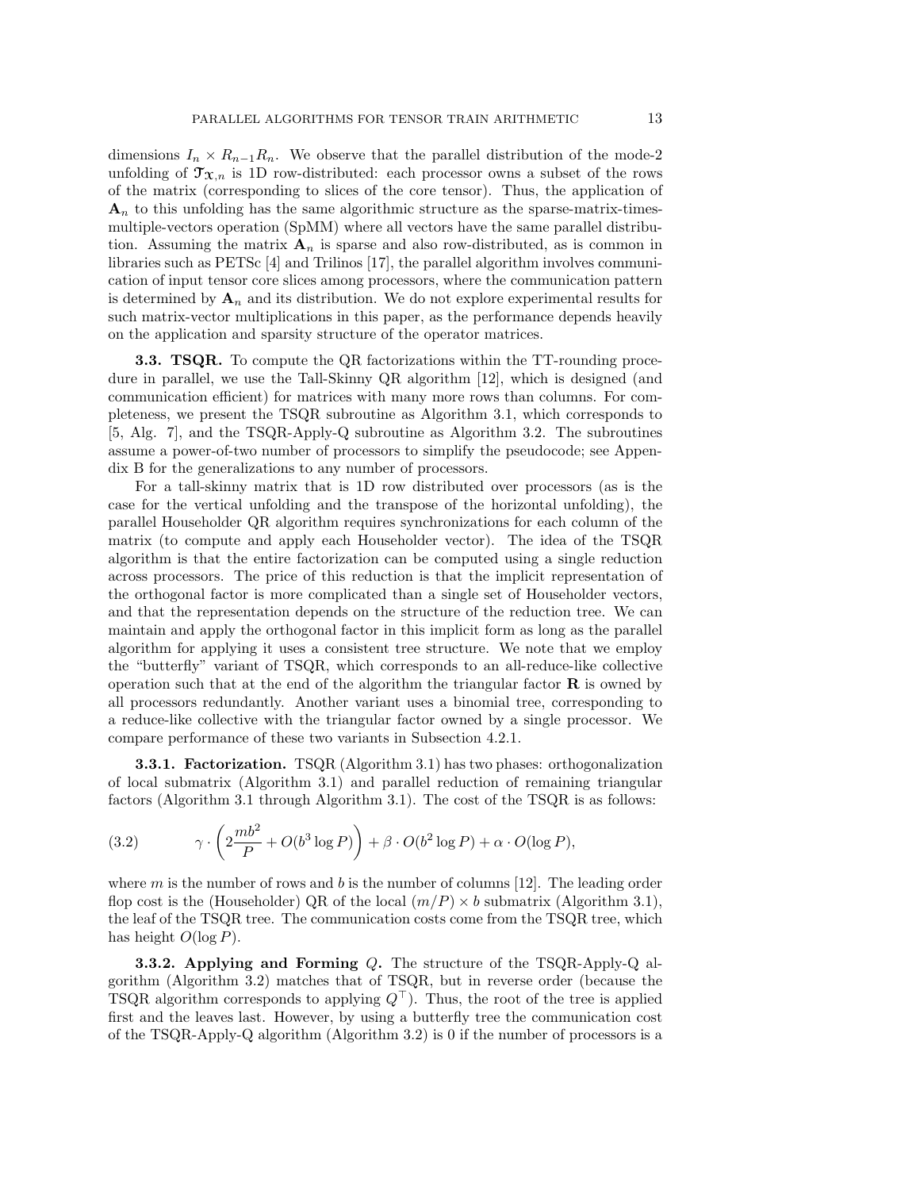dimensions $I_n \times R_{n-1}R_n$. We observe that the parallel distribution of the mode-2 unfolding of $\mathfrak{T}_{\mathfrak{X},n}$ is 1D row-distributed: each processor owns a subset of the rows of the matrix (corresponding to slices of the core tensor). Thus, the application of $\mathbf{A}_n$ to this unfolding has the same algorithmic structure as the sparse-matrix-times-multiple-vectors operation (SpMM) where all vectors have the same parallel distribution. Assuming the matrix $\mathbf{A}_n$ is sparse and also row-distributed, as is common in libraries such as PETSc [4] and Trilinos [17], the parallel algorithm involves communication of input tensor core slices among processors, where the communication pattern is determined by $\mathbf{A}_n$ and its distribution. We do not explore experimental results for such matrix-vector multiplications in this paper, as the performance depends heavily on the application and sparsity structure of the operator matrices.

### 3.3. TSQR.

To compute the QR factorizations within the TT-rounding procedure in parallel, we use the Tall-Skinny QR algorithm [12], which is designed (and communication efficient) for matrices with many more rows than columns. For completeness, we present the TSQR subroutine as Algorithm 3.1, which corresponds to [5, Alg. 7], and the TSQR-Apply-Q subroutine as Algorithm 3.2. The subroutines assume a power-of-two number of processors to simplify the pseudocode; see Appendix B for the generalizations to any number of processors.

For a tall-skinny matrix that is 1D row distributed over processors (as is the case for the vertical unfolding and the transpose of the horizontal unfolding), the parallel Householder QR algorithm requires synchronizations for each column of the matrix (to compute and apply each Householder vector). The idea of the TSQR algorithm is that the entire factorization can be computed using a single reduction across processors. The price of this reduction is that the implicit representation of the orthogonal factor is more complicated than a single set of Householder vectors, and that the representation depends on the structure of the reduction tree. We can maintain and apply the orthogonal factor in this implicit form as long as the parallel algorithm for applying it uses a consistent tree structure. We note that we employ the "butterfly" variant of TSQR, which corresponds to an all-reduce-like collective operation such that at the end of the algorithm the triangular factor $\mathbf{R}$ is owned by all processors redundantly. Another variant uses a binomial tree, corresponding to a reduce-like collective with the triangular factor owned by a single processor. We compare performance of these two variants in Subsection 4.2.1.

#### 3.3.1. Factorization.

TSQR (Algorithm 3.1) has two phases: orthogonalization of local submatrix (Algorithm 3.1) and parallel reduction of remaining triangular factors (Algorithm 3.1 through Algorithm 3.1). The cost of the TSQR is as follows:

$$\gamma \cdot \left(2\frac{mb^2}{P} + O(b^3 \log P)\right) + \beta \cdot O(b^2 \log P) + \alpha \cdot O(\log P), \tag{3.2}$$

where $m$ is the number of rows and $b$ is the number of columns [12]. The leading order flop cost is the (Householder) QR of the local $(m/P) \times b$ submatrix (Algorithm 3.1), the leaf of the TSQR tree. The communication costs come from the TSQR tree, which has height $O(\log P)$.

#### 3.3.2. Applying and Forming $Q$.

The structure of the TSQR-Apply-Q algorithm (Algorithm 3.2) matches that of TSQR, but in reverse order (because the TSQR algorithm corresponds to applying $Q^\top$). Thus, the root of the tree is applied first and the leaves last. However, by using a butterfly tree the communication cost of the TSQR-Apply-Q algorithm (Algorithm 3.2) is 0 if the number of processors is a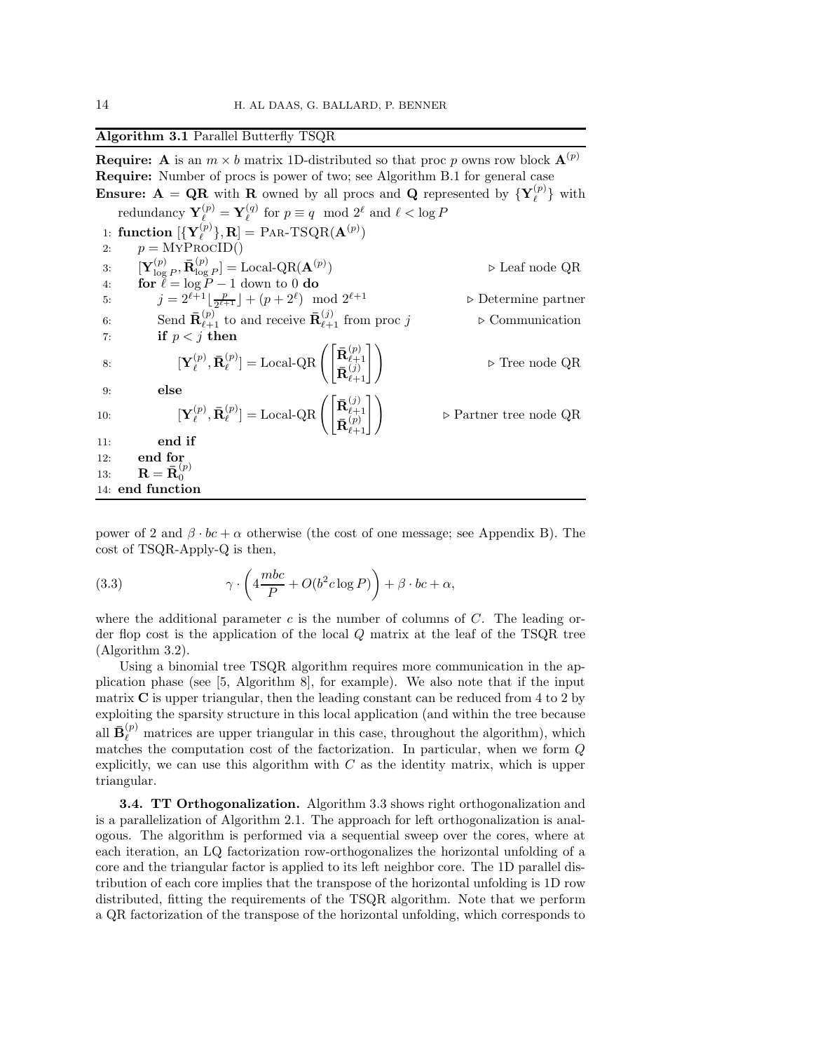**Algorithm 3.1** Parallel Butterfly TSQR

**Require:** $\mathbf{A}$ is an $m \times b$ matrix 1D-distributed so that proc $p$ owns row block $\mathbf{A}^{(p)}$
**Require:** Number of procs is power of two; see Algorithm B.1 for general case
**Ensure:** $\mathbf{A} = \mathbf{QR}$ with $\mathbf{R}$ owned by all procs and $\mathbf{Q}$ represented by $\{\mathbf{Y}_\ell^{(p)}\}$ with redundancy $\mathbf{Y}_\ell^{(p)} = \mathbf{Y}_\ell^{(q)}$ for $p \equiv q \mod 2^\ell$ and $\ell < \log P$

```
1:  function [{Y_ℓ^(p)}, R] = Par-TSQR(A^(p))
2:      p = MyProcID()
3:      [Y_{log P}^(p), R̄_{log P}^(p)] = Local-QR(A^(p))            ▷ Leaf node QR
4:      for ℓ = log P − 1 down to 0 do
5:          j = 2^{ℓ+1} ⌊p / 2^{ℓ+1}⌋ + (p + 2^ℓ) mod 2^{ℓ+1}          ▷ Determine partner
6:          Send R̄_{ℓ+1}^(p) to and receive R̄_{ℓ+1}^(j) from proc j     ▷ Communication
7:          if p < j then
8:              [Y_ℓ^(p), R̄_ℓ^(p)] = Local-QR([R̄_{ℓ+1}^(p); R̄_{ℓ+1}^(j)])   ▷ Tree node QR
9:          else
10:             [Y_ℓ^(p), R̄_ℓ^(p)] = Local-QR([R̄_{ℓ+1}^(j); R̄_{ℓ+1}^(p)])   ▷ Partner tree node QR
11:         end if
12:     end for
13:     R = R̄_0^(p)
14: end function
```

power of 2 and $\beta \cdot bc + \alpha$ otherwise (the cost of one message; see Appendix B). The cost of TSQR-Apply-Q is then,

$$\gamma \cdot \left(4\frac{mbc}{P} + O(b^2 c \log P)\right) + \beta \cdot bc + \alpha, \tag{3.3}$$

where the additional parameter $c$ is the number of columns of $C$. The leading order flop cost is the application of the local $Q$ matrix at the leaf of the TSQR tree (Algorithm 3.2).

Using a binomial tree TSQR algorithm requires more communication in the application phase (see [5, Algorithm 8], for example). We also note that if the input matrix $\mathbf{C}$ is upper triangular, then the leading constant can be reduced from 4 to 2 by exploiting the sparsity structure in this local application (and within the tree because all $\bar{\mathbf{B}}_\ell^{(p)}$ matrices are upper triangular in this case, throughout the algorithm), which matches the computation cost of the factorization. In particular, when we form $Q$ explicitly, we can use this algorithm with $C$ as the identity matrix, which is upper triangular.

**3.4. TT Orthogonalization.** Algorithm 3.3 shows right orthogonalization and is a parallelization of Algorithm 2.1. The approach for left orthogonalization is analogous. The algorithm is performed via a sequential sweep over the cores, where at each iteration, an LQ factorization row-orthogonalizes the horizontal unfolding of a core and the triangular factor is applied to its left neighbor core. The 1D parallel distribution of each core implies that the transpose of the horizontal unfolding is 1D row distributed, fitting the requirements of the TSQR algorithm. Note that we perform a QR factorization of the transpose of the horizontal unfolding, which corresponds to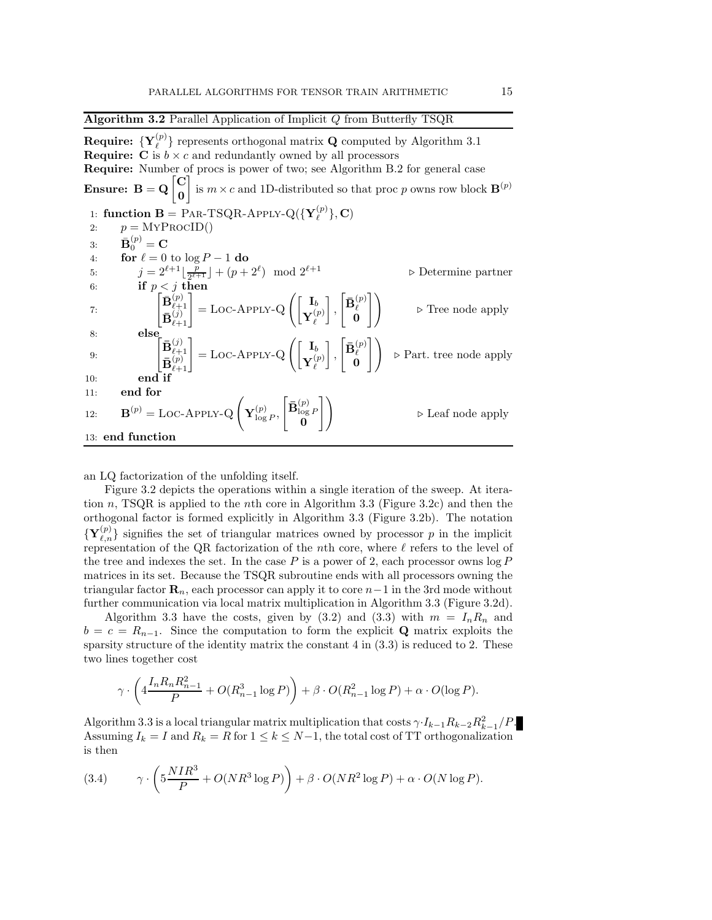**Algorithm 3.2** Parallel Application of Implicit $Q$ from Butterfly TSQR

**Require:** $\{\mathbf{Y}_\ell^{(p)}\}$ represents orthogonal matrix $\mathbf{Q}$ computed by Algorithm 3.1
**Require:** $\mathbf{C}$ is $b \times c$ and redundantly owned by all processors
**Require:** Number of procs is power of two; see Algorithm B.2 for general case
**Ensure:** $\mathbf{B} = \mathbf{Q}\begin{bmatrix}\mathbf{C}\\ \mathbf{0}\end{bmatrix}$ is $m \times c$ and 1D-distributed so that proc $p$ owns row block $\mathbf{B}^{(p)}$

1: **function** $\mathbf{B} = \text{Par-TSQR-Apply-Q}(\{\mathbf{Y}_\ell^{(p)}\}, \mathbf{C})$
2: $\quad p = \text{MyProcID}()$
3: $\quad \bar{\mathbf{B}}_0^{(p)} = \mathbf{C}$
4: $\quad$ **for** $\ell = 0$ to $\log P - 1$ **do**
5: $\quad\quad j = 2^{\ell+1}\lfloor \frac{p}{2^{\ell+1}} \rfloor + (p + 2^\ell) \mod 2^{\ell+1}$ $\quad$ ▷ Determine partner
6: $\quad\quad$ **if** $p < j$ **then**
7: $\quad\quad\quad \begin{bmatrix}\bar{\mathbf{B}}_{\ell+1}^{(p)}\\ \bar{\mathbf{B}}_{\ell+1}^{(j)}\end{bmatrix} = \text{Loc-Apply-Q}\left(\begin{bmatrix}\mathbf{I}_b\\ \mathbf{Y}_\ell^{(p)}\end{bmatrix}, \begin{bmatrix}\bar{\mathbf{B}}_\ell^{(p)}\\ \mathbf{0}\end{bmatrix}\right)$ $\quad$ ▷ Tree node apply
8: $\quad\quad$ **else**
9: $\quad\quad\quad \begin{bmatrix}\bar{\mathbf{B}}_{\ell+1}^{(j)}\\ \bar{\mathbf{B}}_{\ell+1}^{(p)}\end{bmatrix} = \text{Loc-Apply-Q}\left(\begin{bmatrix}\mathbf{I}_b\\ \mathbf{Y}_\ell^{(p)}\end{bmatrix}, \begin{bmatrix}\bar{\mathbf{B}}_\ell^{(p)}\\ \mathbf{0}\end{bmatrix}\right)$ $\quad$ ▷ Part. tree node apply
10: $\quad\quad$ **end if**
11: $\quad$ **end for**
12: $\quad \mathbf{B}^{(p)} = \text{Loc-Apply-Q}\left(\mathbf{Y}_{\log P}^{(p)}, \begin{bmatrix}\bar{\mathbf{B}}_{\log P}^{(p)}\\ \mathbf{0}\end{bmatrix}\right)$ $\quad$ ▷ Leaf node apply
13: **end function**

an LQ factorization of the unfolding itself.

Figure 3.2 depicts the operations within a single iteration of the sweep. At iteration $n$, TSQR is applied to the $n$th core in Algorithm 3.3 (Figure 3.2c) and then the orthogonal factor is formed explicitly in Algorithm 3.3 (Figure 3.2b). The notation $\{\mathbf{Y}_{\ell,n}^{(p)}\}$ signifies the set of triangular matrices owned by processor $p$ in the implicit representation of the QR factorization of the $n$th core, where $\ell$ refers to the level of the tree and indexes the set. In the case $P$ is a power of 2, each processor owns $\log P$ matrices in its set. Because the TSQR subroutine ends with all processors owning the triangular factor $\mathbf{R}_n$, each processor can apply it to core $n-1$ in the 3rd mode without further communication via local matrix multiplication in Algorithm 3.3 (Figure 3.2d).

Algorithm 3.3 have the costs, given by (3.2) and (3.3) with $m = I_n R_n$ and $b = c = R_{n-1}$. Since the computation to form the explicit $\mathbf{Q}$ matrix exploits the sparsity structure of the identity matrix the constant 4 in (3.3) is reduced to 2. These two lines together cost

$$\gamma \cdot \left(4\frac{I_n R_n R_{n-1}^2}{P} + O(R_{n-1}^3 \log P)\right) + \beta \cdot O(R_{n-1}^2 \log P) + \alpha \cdot O(\log P).$$

Algorithm 3.3 is a local triangular matrix multiplication that costs $\gamma \cdot I_{k-1}R_{k-2}R_{k-1}^2/P$. Assuming $I_k = I$ and $R_k = R$ for $1 \le k \le N-1$, the total cost of TT orthogonalization is then

$$\gamma \cdot \left(5\frac{NIR^3}{P} + O(NR^3 \log P)\right) + \beta \cdot O(NR^2 \log P) + \alpha \cdot O(N \log P). \tag{3.4}$$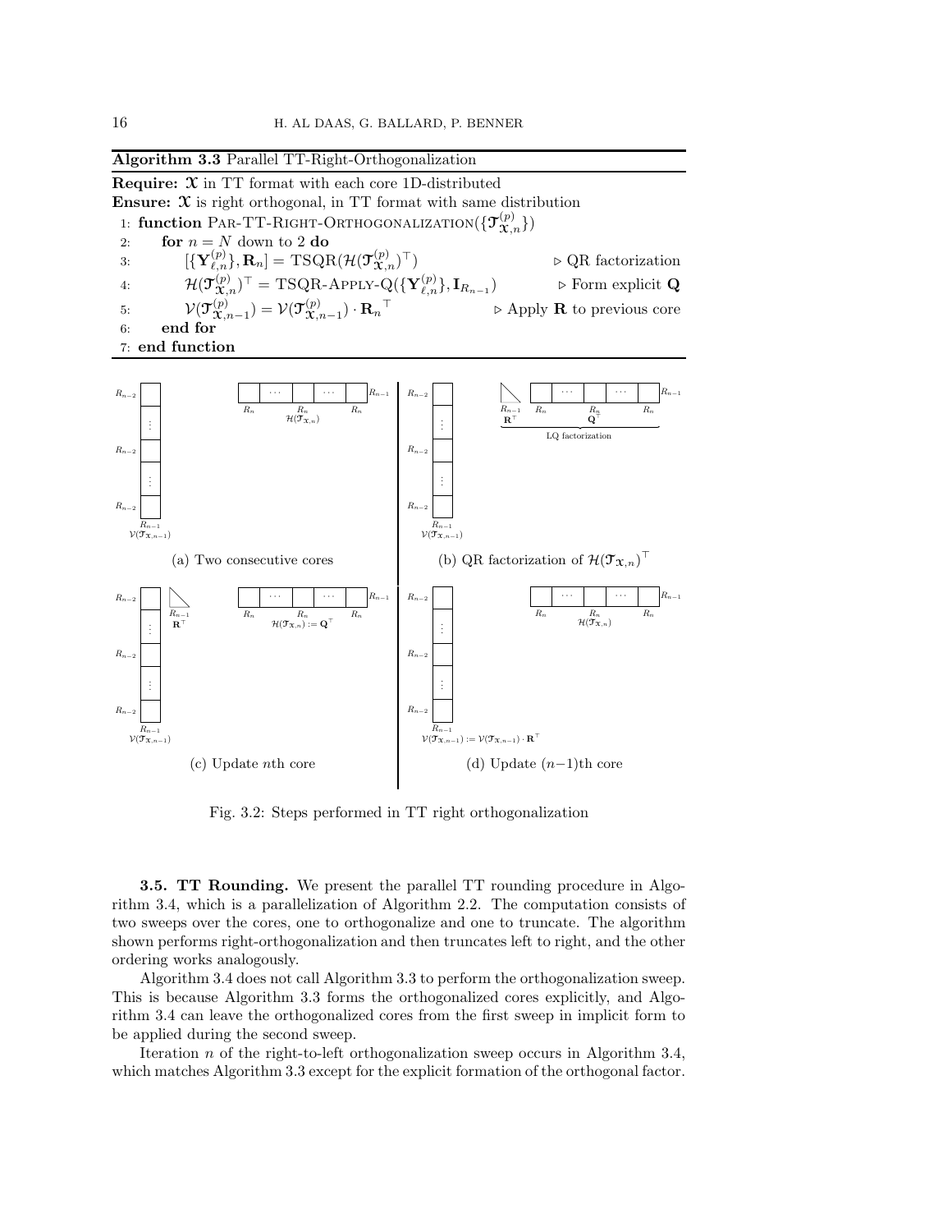**Algorithm 3.3** Parallel TT-Right-Orthogonalization

**Require:** $\mathfrak{X}$ in TT format with each core 1D-distributed

**Ensure:** $\mathfrak{X}$ is right orthogonal, in TT format with same distribution

```
1: function PAR-TT-RIGHT-ORTHOGONALIZATION({T^(p)_{X,n}})
2:     for n = N down to 2 do
3:         [{Y^(p)_{ℓ,n}}, R_n] = TSQR(H(T^(p)_{X,n})^T)          ▷ QR factorization
4:         H(T^(p)_{X,n})^T = TSQR-APPLY-Q({Y^(p)_{ℓ,n}}, I_{R_{n-1}})   ▷ Form explicit Q
5:         V(T^(p)_{X,n-1}) = V(T^(p)_{X,n-1}) · R_n^T            ▷ Apply R to previous core
6:     end for
7: end function
```

(a) Two consecutive cores

(b) QR factorization of $\mathcal{H}(\mathfrak{T}_{\mathfrak{X},n})^\top$

(c) Update $n$th core

(d) Update $(n-1)$th core

Fig. 3.2: Steps performed in TT right orthogonalization

**3.5. TT Rounding.** We present the parallel TT rounding procedure in Algorithm 3.4, which is a parallelization of Algorithm 2.2. The computation consists of two sweeps over the cores, one to orthogonalize and one to truncate. The algorithm shown performs right-orthogonalization and then truncates left to right, and the other ordering works analogously.

Algorithm 3.4 does not call Algorithm 3.3 to perform the orthogonalization sweep. This is because Algorithm 3.3 forms the orthogonalized cores explicitly, and Algorithm 3.4 can leave the orthogonalized cores from the first sweep in implicit form to be applied during the second sweep.

Iteration $n$ of the right-to-left orthogonalization sweep occurs in Algorithm 3.4, which matches Algorithm 3.3 except for the explicit formation of the orthogonal factor.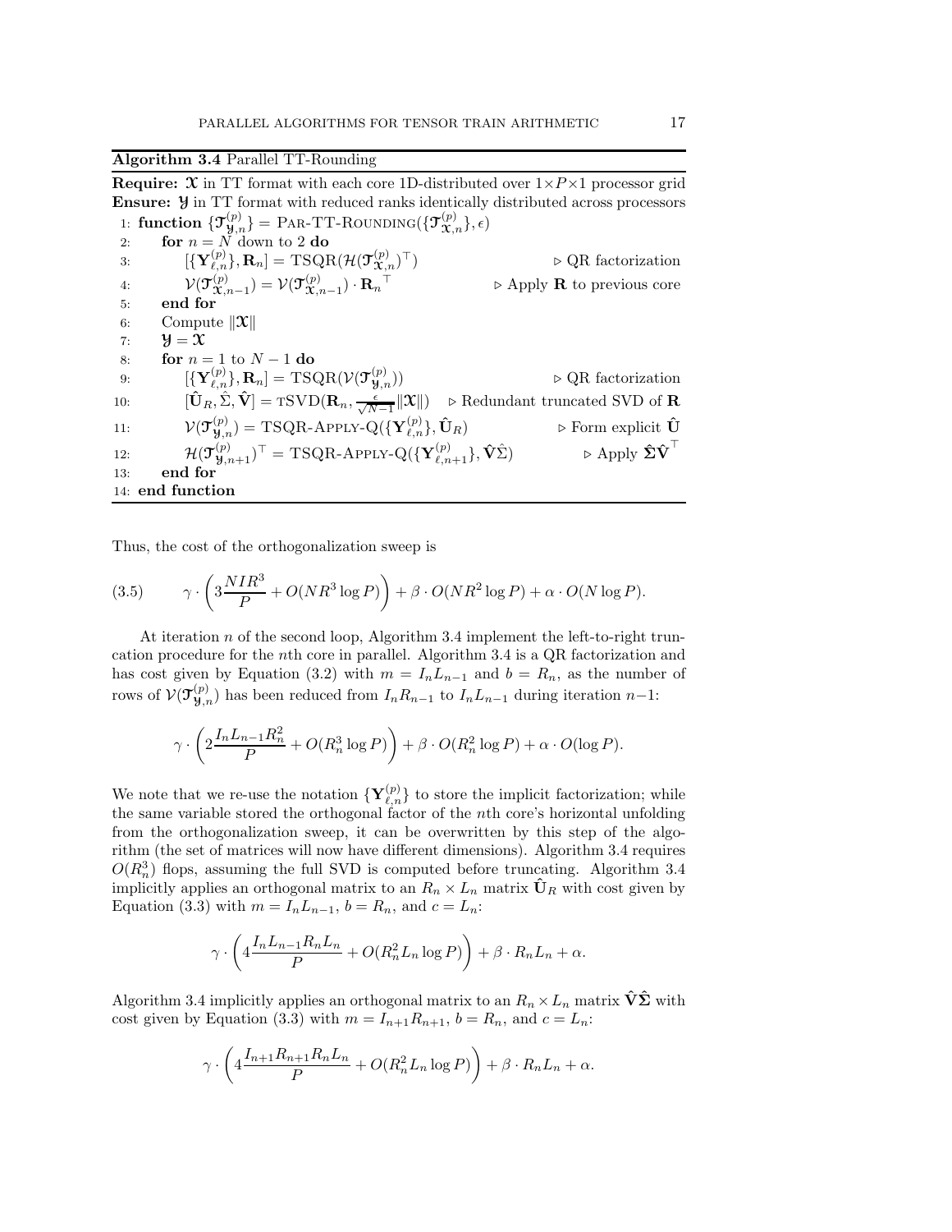**Algorithm 3.4** Parallel TT-Rounding

**Require:** $\mathfrak{X}$ in TT format with each core 1D-distributed over $1 \times P \times 1$ processor grid
**Ensure:** $\mathfrak{Y}$ in TT format with reduced ranks identically distributed across processors

```
1: function {T_{Y,n}^{(p)}} = PAR-TT-ROUNDING({T_{X,n}^{(p)}}, ε)
2:     for n = N down to 2 do
3:         [{Y_{ℓ,n}^{(p)}}, R_n] = TSQR(H(T_{X,n}^{(p)})^⊤)              ▷ QR factorization
4:         V(T_{X,n-1}^{(p)}) = V(T_{X,n-1}^{(p)}) · R_n^⊤            ▷ Apply R to previous core
5:     end for
6:     Compute ‖X‖
7:     Y = X
8:     for n = 1 to N − 1 do
9:         [{Y_{ℓ,n}^{(p)}}, R_n] = TSQR(V(T_{Y,n}^{(p)}))                ▷ QR factorization
10:        [Û_R, Σ̂, V̂] = TSVD(R_n, ε/√(N−1) ‖X‖)      ▷ Redundant truncated SVD of R
11:        V(T_{Y,n}^{(p)}) = TSQR-APPLY-Q({Y_{ℓ,n}^{(p)}}, Û_R)           ▷ Form explicit Û
12:        H(T_{Y,n+1}^{(p)})^⊤ = TSQR-APPLY-Q({Y_{ℓ,n+1}^{(p)}}, V̂Σ̂)      ▷ Apply Σ̂V̂^⊤
13:    end for
14: end function
```

Thus, the cost of the orthogonalization sweep is

$$\gamma \cdot \left( 3\frac{NIR^3}{P} + O(NR^3 \log P) \right) + \beta \cdot O(NR^2 \log P) + \alpha \cdot O(N \log P). \tag{3.5}$$

At iteration $n$ of the second loop, Algorithm 3.4 implement the left-to-right truncation procedure for the $n$th core in parallel. Algorithm 3.4 is a QR factorization and has cost given by Equation (3.2) with $m = I_n L_{n-1}$ and $b = R_n$, as the number of rows of $\mathcal{V}(\mathfrak{T}_{\mathfrak{Y},n}^{(p)})$ has been reduced from $I_n R_{n-1}$ to $I_n L_{n-1}$ during iteration $n-1$:

$$\gamma \cdot \left( 2\frac{I_n L_{n-1} R_n^2}{P} + O(R_n^3 \log P) \right) + \beta \cdot O(R_n^2 \log P) + \alpha \cdot O(\log P).$$

We note that we re-use the notation $\{\mathbf{Y}_{\ell,n}^{(p)}\}$ to store the implicit factorization; while the same variable stored the orthogonal factor of the $n$th core's horizontal unfolding from the orthogonalization sweep, it can be overwritten by this step of the algorithm (the set of matrices will now have different dimensions). Algorithm 3.4 requires $O(R_n^3)$ flops, assuming the full SVD is computed before truncating. Algorithm 3.4 implicitly applies an orthogonal matrix to an $R_n \times L_n$ matrix $\hat{\mathbf{U}}_R$ with cost given by Equation (3.3) with $m = I_n L_{n-1}$, $b = R_n$, and $c = L_n$:

$$\gamma \cdot \left( 4\frac{I_n L_{n-1} R_n L_n}{P} + O(R_n^2 L_n \log P) \right) + \beta \cdot R_n L_n + \alpha.$$

Algorithm 3.4 implicitly applies an orthogonal matrix to an $R_n \times L_n$ matrix $\hat{\mathbf{V}}\hat{\mathbf{\Sigma}}$ with cost given by Equation (3.3) with $m = I_{n+1} R_{n+1}$, $b = R_n$, and $c = L_n$:

$$\gamma \cdot \left( 4\frac{I_{n+1} R_{n+1} R_n L_n}{P} + O(R_n^2 L_n \log P) \right) + \beta \cdot R_n L_n + \alpha.$$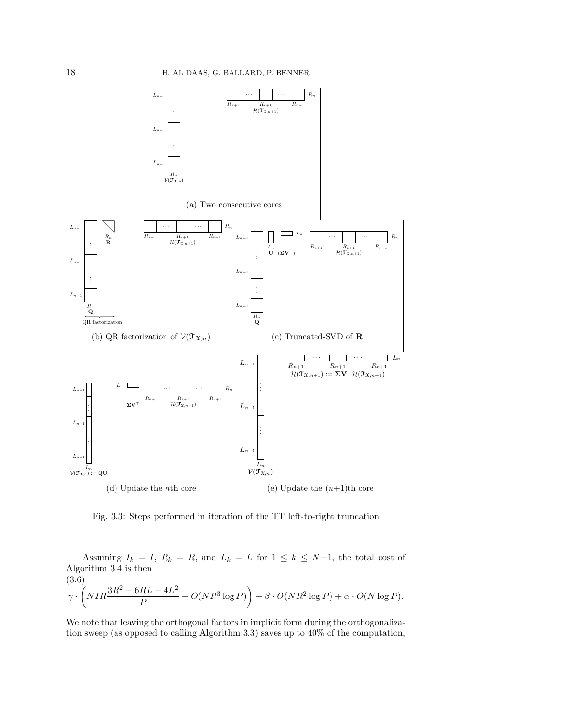(a) Two consecutive cores

(b) QR factorization of $\mathcal{V}(\mathbf{\mathcal{T}}_{\mathbf{\mathcal{X}},n})$

(c) Truncated-SVD of $\mathbf{R}$

(d) Update the $n$th core

(e) Update the $(n+1)$th core

Fig. 3.3: Steps performed in iteration of the TT left-to-right truncation

Assuming $I_k = I$, $R_k = R$, and $L_k = L$ for $1 \le k \le N-1$, the total cost of Algorithm 3.4 is then

$$\gamma \cdot \left( NIR\frac{3R^2 + 6RL + 4L^2}{P} + O(NR^3 \log P) \right) + \beta \cdot O(NR^2 \log P) + \alpha \cdot O(N \log P). \tag{3.6}$$

We note that leaving the orthogonal factors in implicit form during the orthogonalization sweep (as opposed to calling Algorithm 3.3) saves up to 40% of the computation,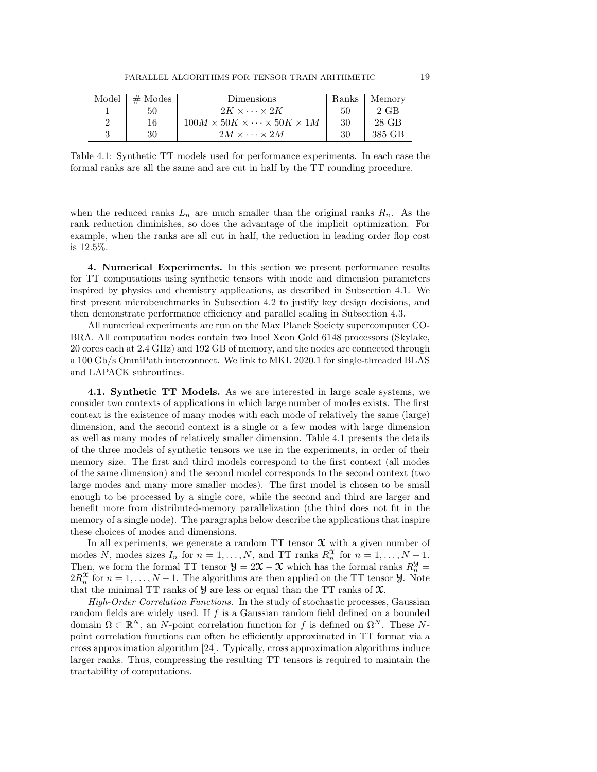| Model | # Modes | Dimensions | Ranks | Memory |
|---|---|---|---|---|
| 1 | 50 | $2K \times \cdots \times 2K$ | 50 | 2 GB |
| 2 | 16 | $100M \times 50K \times \cdots \times 50K \times 1M$ | 30 | 28 GB |
| 3 | 30 | $2M \times \cdots \times 2M$ | 30 | 385 GB |

Table 4.1: Synthetic TT models used for performance experiments. In each case the formal ranks are all the same and are cut in half by the TT rounding procedure.

when the reduced ranks $L_n$ are much smaller than the original ranks $R_n$. As the rank reduction diminishes, so does the advantage of the implicit optimization. For example, when the ranks are all cut in half, the reduction in leading order flop cost is 12.5%.

## 4. Numerical Experiments.

In this section we present performance results for TT computations using synthetic tensors with mode and dimension parameters inspired by physics and chemistry applications, as described in Subsection 4.1. We first present microbenchmarks in Subsection 4.2 to justify key design decisions, and then demonstrate performance efficiency and parallel scaling in Subsection 4.3.

All numerical experiments are run on the Max Planck Society supercomputer COBRA. All computation nodes contain two Intel Xeon Gold 6148 processors (Skylake, 20 cores each at 2.4 GHz) and 192 GB of memory, and the nodes are connected through a 100 Gb/s OmniPath interconnect. We link to MKL 2020.1 for single-threaded BLAS and LAPACK subroutines.

### 4.1. Synthetic TT Models.

As we are interested in large scale systems, we consider two contexts of applications in which large number of modes exists. The first context is the existence of many modes with each mode of relatively the same (large) dimension, and the second context is a single or a few modes with large dimension as well as many modes of relatively smaller dimension. Table 4.1 presents the details of the three models of synthetic tensors we use in the experiments, in order of their memory size. The first and third models correspond to the first context (all modes of the same dimension) and the second model corresponds to the second context (two large modes and many more smaller modes). The first model is chosen to be small enough to be processed by a single core, while the second and third are larger and benefit more from distributed-memory parallelization (the third does not fit in the memory of a single node). The paragraphs below describe the applications that inspire these choices of modes and dimensions.

In all experiments, we generate a random TT tensor $\boldsymbol{\mathcal{X}}$ with a given number of modes $N$, modes sizes $I_n$ for $n = 1, \ldots, N$, and TT ranks $R_n^{\boldsymbol{\mathcal{X}}}$ for $n = 1, \ldots, N-1$. Then, we form the formal TT tensor $\boldsymbol{\mathcal{Y}} = 2\boldsymbol{\mathcal{X}} - \boldsymbol{\mathcal{X}}$ which has the formal ranks $R_n^{\boldsymbol{\mathcal{Y}}} = 2R_n^{\boldsymbol{\mathcal{X}}}$ for $n = 1, \ldots, N-1$. The algorithms are then applied on the TT tensor $\boldsymbol{\mathcal{Y}}$. Note that the minimal TT ranks of $\boldsymbol{\mathcal{Y}}$ are less or equal than the TT ranks of $\boldsymbol{\mathcal{X}}$.

*High-Order Correlation Functions.* In the study of stochastic processes, Gaussian random fields are widely used. If $f$ is a Gaussian random field defined on a bounded domain $\Omega \subset \mathbb{R}^N$, an $N$-point correlation function for $f$ is defined on $\Omega^N$. These $N$-point correlation functions can often be efficiently approximated in TT format via a cross approximation algorithm [24]. Typically, cross approximation algorithms induce larger ranks. Thus, compressing the resulting TT tensors is required to maintain the tractability of computations.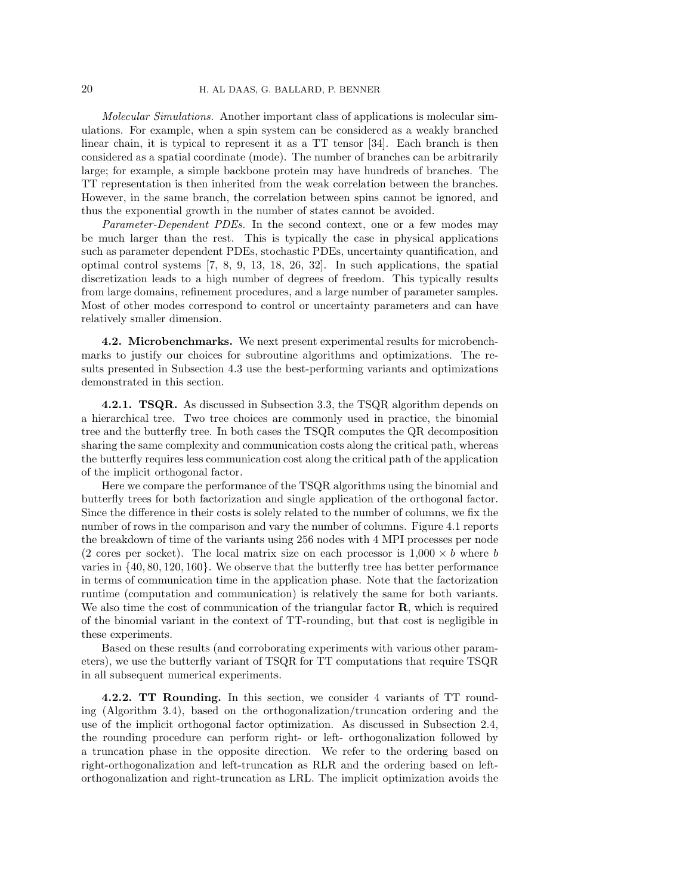*Molecular Simulations.* Another important class of applications is molecular simulations. For example, when a spin system can be considered as a weakly branched linear chain, it is typical to represent it as a TT tensor [34]. Each branch is then considered as a spatial coordinate (mode). The number of branches can be arbitrarily large; for example, a simple backbone protein may have hundreds of branches. The TT representation is then inherited from the weak correlation between the branches. However, in the same branch, the correlation between spins cannot be ignored, and thus the exponential growth in the number of states cannot be avoided.

*Parameter-Dependent PDEs.* In the second context, one or a few modes may be much larger than the rest. This is typically the case in physical applications such as parameter dependent PDEs, stochastic PDEs, uncertainty quantification, and optimal control systems [7, 8, 9, 13, 18, 26, 32]. In such applications, the spatial discretization leads to a high number of degrees of freedom. This typically results from large domains, refinement procedures, and a large number of parameter samples. Most of other modes correspond to control or uncertainty parameters and can have relatively smaller dimension.

**4.2. Microbenchmarks.** We next present experimental results for microbenchmarks to justify our choices for subroutine algorithms and optimizations. The results presented in Subsection 4.3 use the best-performing variants and optimizations demonstrated in this section.

**4.2.1. TSQR.** As discussed in Subsection 3.3, the TSQR algorithm depends on a hierarchical tree. Two tree choices are commonly used in practice, the binomial tree and the butterfly tree. In both cases the TSQR computes the QR decomposition sharing the same complexity and communication costs along the critical path, whereas the butterfly requires less communication cost along the critical path of the application of the implicit orthogonal factor.

Here we compare the performance of the TSQR algorithms using the binomial and butterfly trees for both factorization and single application of the orthogonal factor. Since the difference in their costs is solely related to the number of columns, we fix the number of rows in the comparison and vary the number of columns. Figure 4.1 reports the breakdown of time of the variants using 256 nodes with 4 MPI processes per node (2 cores per socket). The local matrix size on each processor is $1{,}000 \times b$ where $b$ varies in $\{40, 80, 120, 160\}$. We observe that the butterfly tree has better performance in terms of communication time in the application phase. Note that the factorization runtime (computation and communication) is relatively the same for both variants. We also time the cost of communication of the triangular factor $\mathbf{R}$, which is required of the binomial variant in the context of TT-rounding, but that cost is negligible in these experiments.

Based on these results (and corroborating experiments with various other parameters), we use the butterfly variant of TSQR for TT computations that require TSQR in all subsequent numerical experiments.

**4.2.2. TT Rounding.** In this section, we consider 4 variants of TT rounding (Algorithm 3.4), based on the orthogonalization/truncation ordering and the use of the implicit orthogonal factor optimization. As discussed in Subsection 2.4, the rounding procedure can perform right- or left- orthogonalization followed by a truncation phase in the opposite direction. We refer to the ordering based on right-orthogonalization and left-truncation as RLR and the ordering based on left-orthogonalization and right-truncation as LRL. The implicit optimization avoids the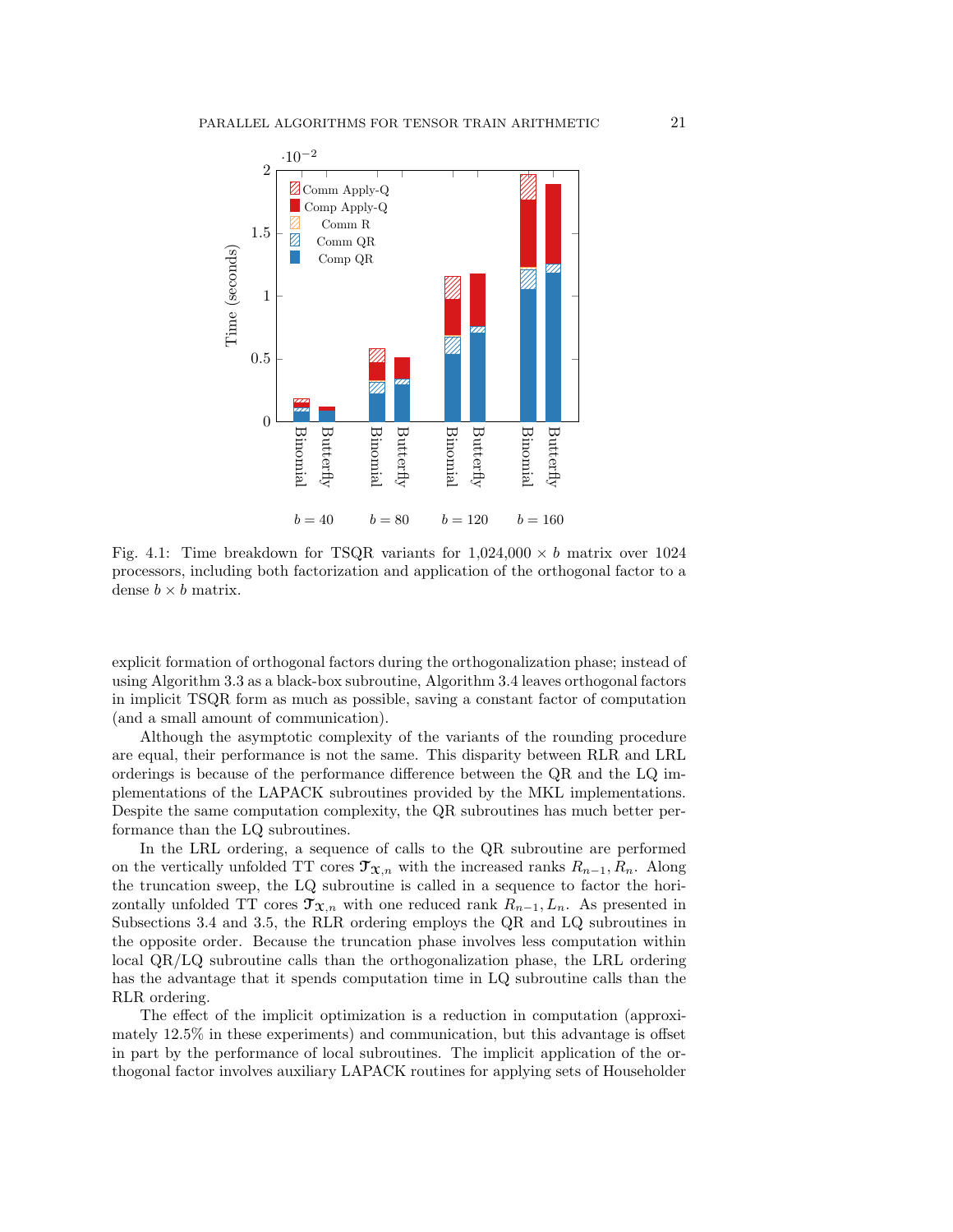Fig. 4.1: Time breakdown for TSQR variants for $1{,}024{,}000 \times b$ matrix over 1024 processors, including both factorization and application of the orthogonal factor to a dense $b \times b$ matrix.

explicit formation of orthogonal factors during the orthogonalization phase; instead of using Algorithm 3.3 as a black-box subroutine, Algorithm 3.4 leaves orthogonal factors in implicit TSQR form as much as possible, saving a constant factor of computation (and a small amount of communication).

Although the asymptotic complexity of the variants of the rounding procedure are equal, their performance is not the same. This disparity between RLR and LRL orderings is because of the performance difference between the QR and the LQ implementations of the LAPACK subroutines provided by the MKL implementations. Despite the same computation complexity, the QR subroutines has much better performance than the LQ subroutines.

In the LRL ordering, a sequence of calls to the QR subroutine are performed on the vertically unfolded TT cores $\mathcal{T}_{\mathfrak{X},n}$ with the increased ranks $R_{n-1}, R_n$. Along the truncation sweep, the LQ subroutine is called in a sequence to factor the horizontally unfolded TT cores $\mathcal{T}_{\mathfrak{X},n}$ with one reduced rank $R_{n-1}, L_n$. As presented in Subsections 3.4 and 3.5, the RLR ordering employs the QR and LQ subroutines in the opposite order. Because the truncation phase involves less computation within local QR/LQ subroutine calls than the orthogonalization phase, the LRL ordering has the advantage that it spends computation time in LQ subroutine calls than the RLR ordering.

The effect of the implicit optimization is a reduction in computation (approximately 12.5% in these experiments) and communication, but this advantage is offset in part by the performance of local subroutines. The implicit application of the orthogonal factor involves auxiliary LAPACK routines for applying sets of Householder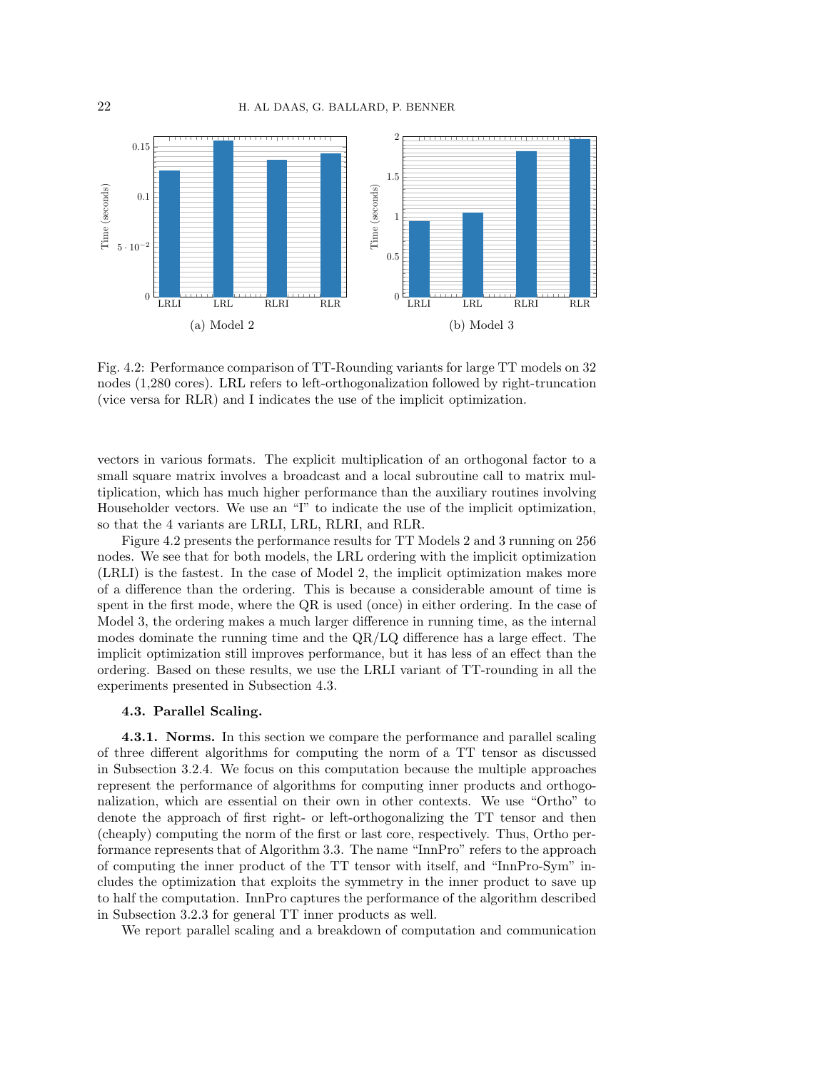Fig. 4.2: Performance comparison of TT-Rounding variants for large TT models on 32 nodes (1,280 cores). LRL refers to left-orthogonalization followed by right-truncation (vice versa for RLR) and I indicates the use of the implicit optimization.

vectors in various formats. The explicit multiplication of an orthogonal factor to a small square matrix involves a broadcast and a local subroutine call to matrix multiplication, which has much higher performance than the auxiliary routines involving Householder vectors. We use an "I" to indicate the use of the implicit optimization, so that the 4 variants are LRLI, LRL, RLRI, and RLR.

Figure 4.2 presents the performance results for TT Models 2 and 3 running on 256 nodes. We see that for both models, the LRL ordering with the implicit optimization (LRLI) is the fastest. In the case of Model 2, the implicit optimization makes more of a difference than the ordering. This is because a considerable amount of time is spent in the first mode, where the QR is used (once) in either ordering. In the case of Model 3, the ordering makes a much larger difference in running time, as the internal modes dominate the running time and the QR/LQ difference has a large effect. The implicit optimization still improves performance, but it has less of an effect than the ordering. Based on these results, we use the LRLI variant of TT-rounding in all the experiments presented in Subsection 4.3.

### 4.3. Parallel Scaling.

**4.3.1. Norms.** In this section we compare the performance and parallel scaling of three different algorithms for computing the norm of a TT tensor as discussed in Subsection 3.2.4. We focus on this computation because the multiple approaches represent the performance of algorithms for computing inner products and orthogonalization, which are essential on their own in other contexts. We use "Ortho" to denote the approach of first right- or left-orthogonalizing the TT tensor and then (cheaply) computing the norm of the first or last core, respectively. Thus, Ortho performance represents that of Algorithm 3.3. The name "InnPro" refers to the approach of computing the inner product of the TT tensor with itself, and "InnPro-Sym" includes the optimization that exploits the symmetry in the inner product to save up to half the computation. InnPro captures the performance of the algorithm described in Subsection 3.2.3 for general TT inner products as well.

We report parallel scaling and a breakdown of computation and communication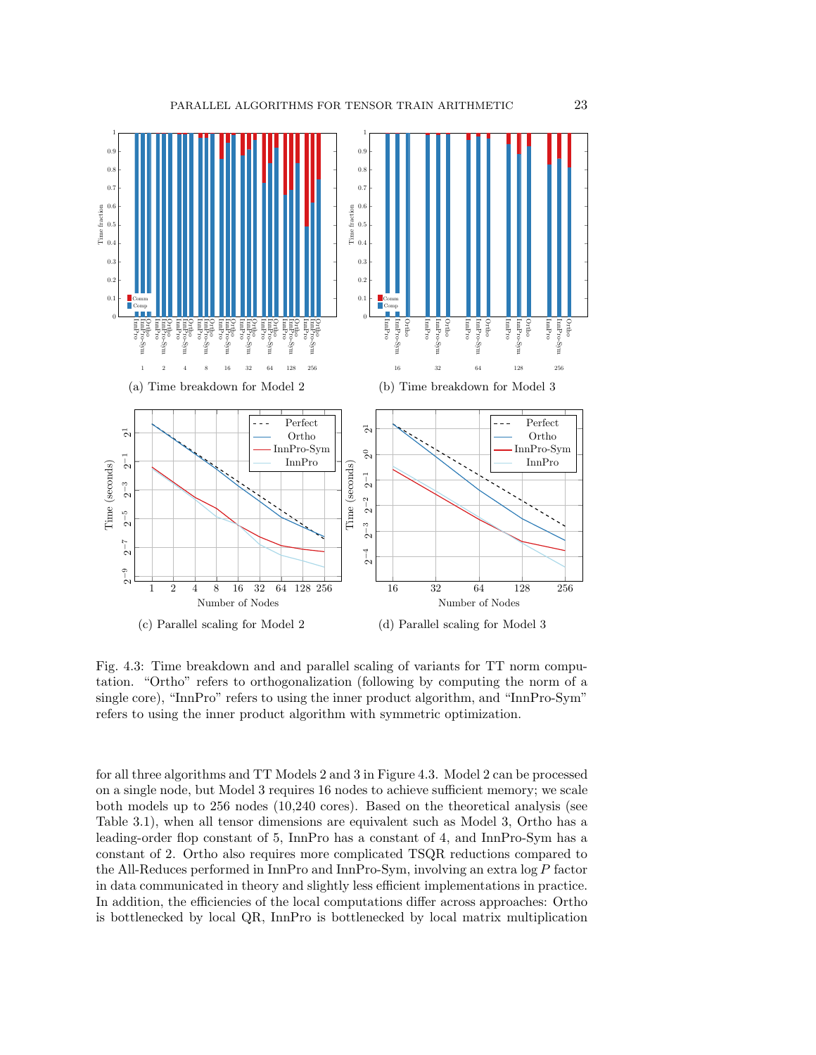(a) Time breakdown for Model 2

(b) Time breakdown for Model 3

(c) Parallel scaling for Model 2

(d) Parallel scaling for Model 3

Fig. 4.3: Time breakdown and and parallel scaling of variants for TT norm computation. "Ortho" refers to orthogonalization (following by computing the norm of a single core), "InnPro" refers to using the inner product algorithm, and "InnPro-Sym" refers to using the inner product algorithm with symmetric optimization.

for all three algorithms and TT Models 2 and 3 in Figure 4.3. Model 2 can be processed on a single node, but Model 3 requires 16 nodes to achieve sufficient memory; we scale both models up to 256 nodes (10,240 cores). Based on the theoretical analysis (see Table 3.1), when all tensor dimensions are equivalent such as Model 3, Ortho has a leading-order flop constant of 5, InnPro has a constant of 4, and InnPro-Sym has a constant of 2. Ortho also requires more complicated TSQR reductions compared to the All-Reduces performed in InnPro and InnPro-Sym, involving an extra $\log P$ factor in data communicated in theory and slightly less efficient implementations in practice. In addition, the efficiencies of the local computations differ across approaches: Ortho is bottlenecked by local QR, InnPro is bottlenecked by local matrix multiplication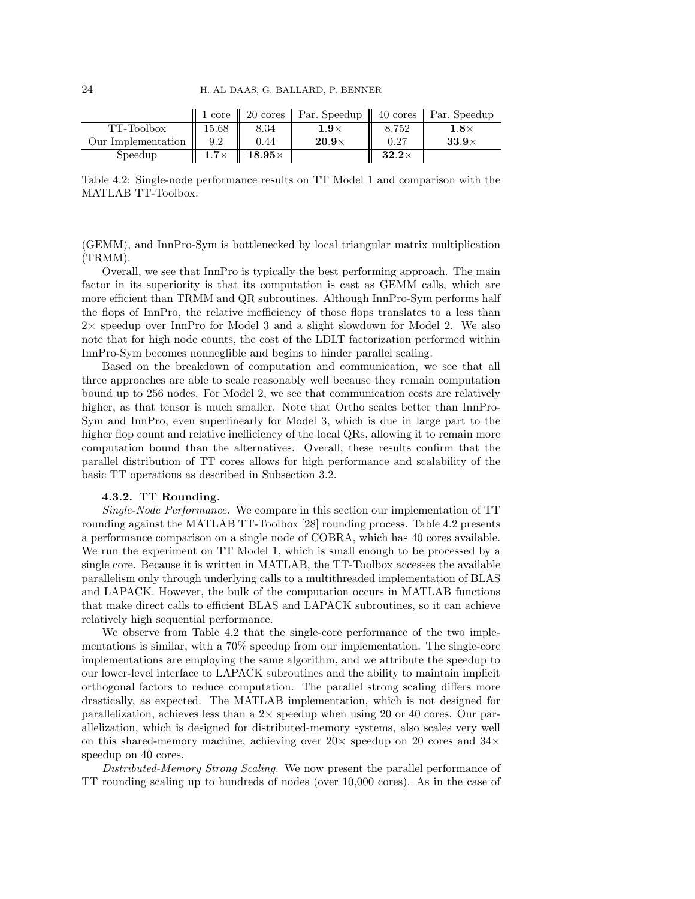|  | 1 core | 20 cores | Par. Speedup | 40 cores | Par. Speedup |
|---|---|---|---|---|---|
| TT-Toolbox | 15.68 | 8.34 | **1.9**× | 8.752 | **1.8**× |
| Our Implementation | 9.2 | 0.44 | **20.9**× | 0.27 | **33.9**× |
| Speedup | **1.7**× | **18.95**× |  | **32.2**× |  |

Table 4.2: Single-node performance results on TT Model 1 and comparison with the MATLAB TT-Toolbox.

(GEMM), and InnPro-Sym is bottlenecked by local triangular matrix multiplication (TRMM).

Overall, we see that InnPro is typically the best performing approach. The main factor in its superiority is that its computation is cast as GEMM calls, which are more efficient than TRMM and QR subroutines. Although InnPro-Sym performs half the flops of InnPro, the relative inefficiency of those flops translates to a less than $2\times$ speedup over InnPro for Model 3 and a slight slowdown for Model 2. We also note that for high node counts, the cost of the LDLT factorization performed within InnPro-Sym becomes nonneglible and begins to hinder parallel scaling.

Based on the breakdown of computation and communication, we see that all three approaches are able to scale reasonably well because they remain computation bound up to 256 nodes. For Model 2, we see that communication costs are relatively higher, as that tensor is much smaller. Note that Ortho scales better than InnPro-Sym and InnPro, even superlinearly for Model 3, which is due in large part to the higher flop count and relative inefficiency of the local QRs, allowing it to remain more computation bound than the alternatives. Overall, these results confirm that the parallel distribution of TT cores allows for high performance and scalability of the basic TT operations as described in Subsection 3.2.

### 4.3.2. TT Rounding.

*Single-Node Performance.* We compare in this section our implementation of TT rounding against the MATLAB TT-Toolbox [28] rounding process. Table 4.2 presents a performance comparison on a single node of COBRA, which has 40 cores available. We run the experiment on TT Model 1, which is small enough to be processed by a single core. Because it is written in MATLAB, the TT-Toolbox accesses the available parallelism only through underlying calls to a multithreaded implementation of BLAS and LAPACK. However, the bulk of the computation occurs in MATLAB functions that make direct calls to efficient BLAS and LAPACK subroutines, so it can achieve relatively high sequential performance.

We observe from Table 4.2 that the single-core performance of the two implementations is similar, with a 70% speedup from our implementation. The single-core implementations are employing the same algorithm, and we attribute the speedup to our lower-level interface to LAPACK subroutines and the ability to maintain implicit orthogonal factors to reduce computation. The parallel strong scaling differs more drastically, as expected. The MATLAB implementation, which is not designed for parallelization, achieves less than a $2\times$ speedup when using 20 or 40 cores. Our parallelization, which is designed for distributed-memory systems, also scales very well on this shared-memory machine, achieving over $20\times$ speedup on 20 cores and $34\times$ speedup on 40 cores.

*Distributed-Memory Strong Scaling.* We now present the parallel performance of TT rounding scaling up to hundreds of nodes (over 10,000 cores). As in the case of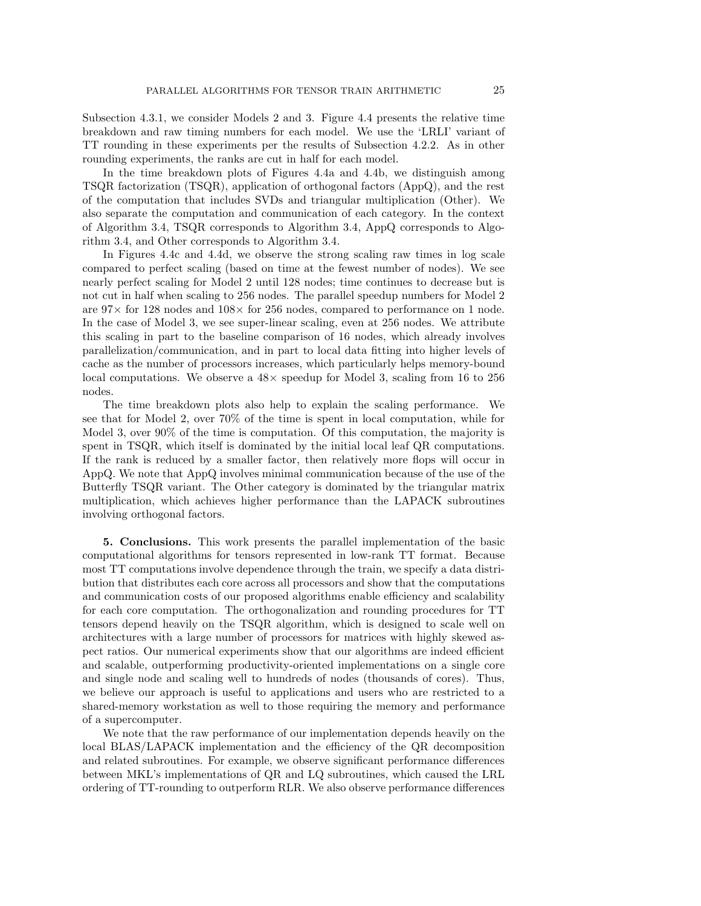Subsection 4.3.1, we consider Models 2 and 3. Figure 4.4 presents the relative time breakdown and raw timing numbers for each model. We use the 'LRLI' variant of TT rounding in these experiments per the results of Subsection 4.2.2. As in other rounding experiments, the ranks are cut in half for each model.

In the time breakdown plots of Figures 4.4a and 4.4b, we distinguish among TSQR factorization (TSQR), application of orthogonal factors (AppQ), and the rest of the computation that includes SVDs and triangular multiplication (Other). We also separate the computation and communication of each category. In the context of Algorithm 3.4, TSQR corresponds to Algorithm 3.4, AppQ corresponds to Algorithm 3.4, and Other corresponds to Algorithm 3.4.

In Figures 4.4c and 4.4d, we observe the strong scaling raw times in log scale compared to perfect scaling (based on time at the fewest number of nodes). We see nearly perfect scaling for Model 2 until 128 nodes; time continues to decrease but is not cut in half when scaling to 256 nodes. The parallel speedup numbers for Model 2 are $97\times$ for 128 nodes and $108\times$ for 256 nodes, compared to performance on 1 node. In the case of Model 3, we see super-linear scaling, even at 256 nodes. We attribute this scaling in part to the baseline comparison of 16 nodes, which already involves parallelization/communication, and in part to local data fitting into higher levels of cache as the number of processors increases, which particularly helps memory-bound local computations. We observe a $48\times$ speedup for Model 3, scaling from 16 to 256 nodes.

The time breakdown plots also help to explain the scaling performance. We see that for Model 2, over 70% of the time is spent in local computation, while for Model 3, over 90% of the time is computation. Of this computation, the majority is spent in TSQR, which itself is dominated by the initial local leaf QR computations. If the rank is reduced by a smaller factor, then relatively more flops will occur in AppQ. We note that AppQ involves minimal communication because of the use of the Butterfly TSQR variant. The Other category is dominated by the triangular matrix multiplication, which achieves higher performance than the LAPACK subroutines involving orthogonal factors.

## 5. Conclusions.

This work presents the parallel implementation of the basic computational algorithms for tensors represented in low-rank TT format. Because most TT computations involve dependence through the train, we specify a data distribution that distributes each core across all processors and show that the computations and communication costs of our proposed algorithms enable efficiency and scalability for each core computation. The orthogonalization and rounding procedures for TT tensors depend heavily on the TSQR algorithm, which is designed to scale well on architectures with a large number of processors for matrices with highly skewed aspect ratios. Our numerical experiments show that our algorithms are indeed efficient and scalable, outperforming productivity-oriented implementations on a single core and single node and scaling well to hundreds of nodes (thousands of cores). Thus, we believe our approach is useful to applications and users who are restricted to a shared-memory workstation as well to those requiring the memory and performance of a supercomputer.

We note that the raw performance of our implementation depends heavily on the local BLAS/LAPACK implementation and the efficiency of the QR decomposition and related subroutines. For example, we observe significant performance differences between MKL's implementations of QR and LQ subroutines, which caused the LRL ordering of TT-rounding to outperform RLR. We also observe performance differences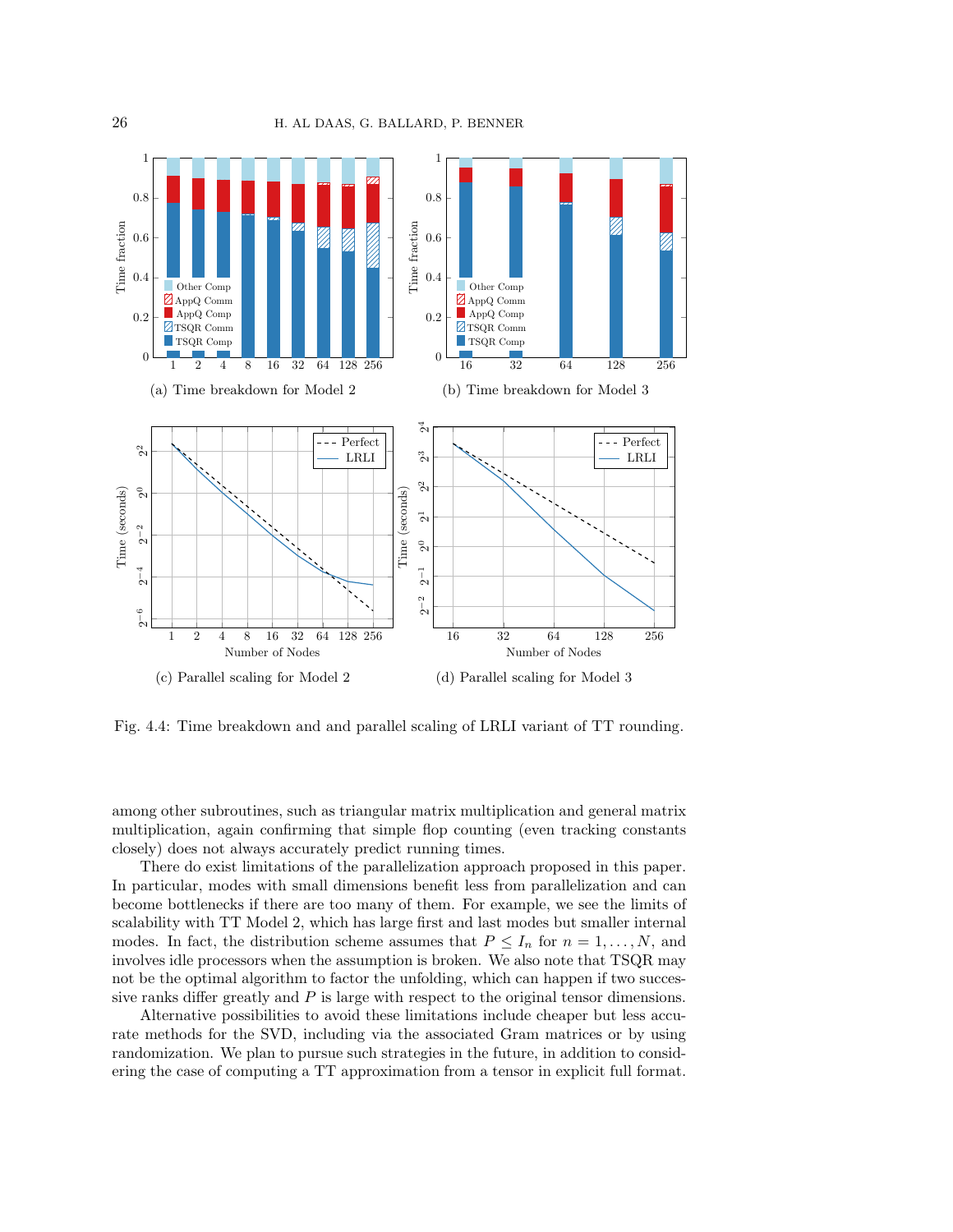(a) Time breakdown for Model 2

(b) Time breakdown for Model 3

(c) Parallel scaling for Model 2

(d) Parallel scaling for Model 3

Fig. 4.4: Time breakdown and and parallel scaling of LRLI variant of TT rounding.

among other subroutines, such as triangular matrix multiplication and general matrix multiplication, again confirming that simple flop counting (even tracking constants closely) does not always accurately predict running times.

There do exist limitations of the parallelization approach proposed in this paper. In particular, modes with small dimensions benefit less from parallelization and can become bottlenecks if there are too many of them. For example, we see the limits of scalability with TT Model 2, which has large first and last modes but smaller internal modes. In fact, the distribution scheme assumes that $P \leq I_n$ for $n = 1, \dots, N$, and involves idle processors when the assumption is broken. We also note that TSQR may not be the optimal algorithm to factor the unfolding, which can happen if two successive ranks differ greatly and $P$ is large with respect to the original tensor dimensions.

Alternative possibilities to avoid these limitations include cheaper but less accurate methods for the SVD, including via the associated Gram matrices or by using randomization. We plan to pursue such strategies in the future, in addition to considering the case of computing a TT approximation from a tensor in explicit full format.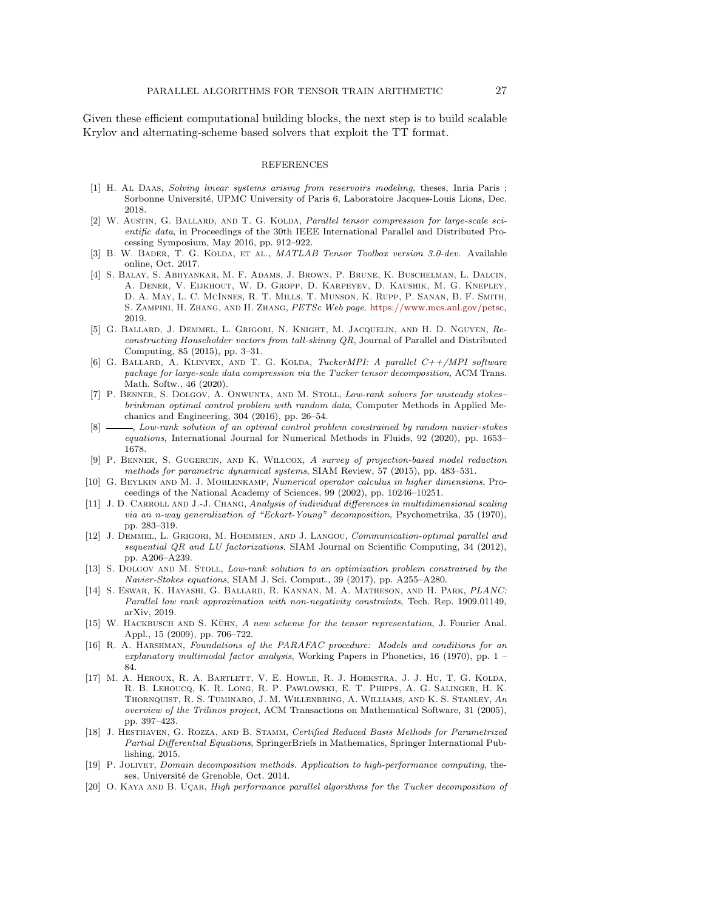Given these efficient computational building blocks, the next step is to build scalable Krylov and alternating-scheme based solvers that exploit the TT format.

## REFERENCES

[1] H. Al Daas, *Solving linear systems arising from reservoirs modeling*, theses, Inria Paris ; Sorbonne Université, UPMC University of Paris 6, Laboratoire Jacques-Louis Lions, Dec. 2018.

[2] W. Austin, G. Ballard, and T. G. Kolda, *Parallel tensor compression for large-scale scientific data*, in Proceedings of the 30th IEEE International Parallel and Distributed Processing Symposium, May 2016, pp. 912–922.

[3] B. W. Bader, T. G. Kolda, et al., *MATLAB Tensor Toolbox version 3.0-dev*. Available online, Oct. 2017.

[4] S. Balay, S. Abhyankar, M. F. Adams, J. Brown, P. Brune, K. Buschelman, L. Dalcin, A. Dener, V. Eijkhout, W. D. Gropp, D. Karpeyev, D. Kaushik, M. G. Knepley, D. A. May, L. C. McInnes, R. T. Mills, T. Munson, K. Rupp, P. Sanan, B. F. Smith, S. Zampini, H. Zhang, and H. Zhang, *PETSc Web page*. https://www.mcs.anl.gov/petsc, 2019.

[5] G. Ballard, J. Demmel, L. Grigori, N. Knight, M. Jacquelin, and H. D. Nguyen, *Reconstructing Householder vectors from tall-skinny QR*, Journal of Parallel and Distributed Computing, 85 (2015), pp. 3–31.

[6] G. Ballard, A. Klinvex, and T. G. Kolda, *TuckerMPI: A parallel C++/MPI software package for large-scale data compression via the Tucker tensor decomposition*, ACM Trans. Math. Softw., 46 (2020).

[7] P. Benner, S. Dolgov, A. Onwunta, and M. Stoll, *Low-rank solvers for unsteady stokes–brinkman optimal control problem with random data*, Computer Methods in Applied Mechanics and Engineering, 304 (2016), pp. 26–54.

[8] ———, *Low-rank solution of an optimal control problem constrained by random navier-stokes equations*, International Journal for Numerical Methods in Fluids, 92 (2020), pp. 1653–1678.

[9] P. Benner, S. Gugercin, and K. Willcox, *A survey of projection-based model reduction methods for parametric dynamical systems*, SIAM Review, 57 (2015), pp. 483–531.

[10] G. Beylkin and M. J. Mohlenkamp, *Numerical operator calculus in higher dimensions*, Proceedings of the National Academy of Sciences, 99 (2002), pp. 10246–10251.

[11] J. D. Carroll and J.-J. Chang, *Analysis of individual differences in multidimensional scaling via an n-way generalization of "Eckart-Young" decomposition*, Psychometrika, 35 (1970), pp. 283–319.

[12] J. Demmel, L. Grigori, M. Hoemmen, and J. Langou, *Communication-optimal parallel and sequential QR and LU factorizations*, SIAM Journal on Scientific Computing, 34 (2012), pp. A206–A239.

[13] S. Dolgov and M. Stoll, *Low-rank solution to an optimization problem constrained by the Navier-Stokes equations*, SIAM J. Sci. Comput., 39 (2017), pp. A255–A280.

[14] S. Eswar, K. Hayashi, G. Ballard, R. Kannan, M. A. Matheson, and H. Park, *PLANC: Parallel low rank approximation with non-negativity constraints*, Tech. Rep. 1909.01149, arXiv, 2019.

[15] W. Hackbusch and S. Kühn, *A new scheme for the tensor representation*, J. Fourier Anal. Appl., 15 (2009), pp. 706–722.

[16] R. A. Harshman, *Foundations of the PARAFAC procedure: Models and conditions for an explanatory multimodal factor analysis*, Working Papers in Phonetics, 16 (1970), pp. 1 – 84.

[17] M. A. Heroux, R. A. Bartlett, V. E. Howle, R. J. Hoekstra, J. J. Hu, T. G. Kolda, R. B. Lehoucq, K. R. Long, R. P. Pawlowski, E. T. Phipps, A. G. Salinger, H. K. Thornquist, R. S. Tuminaro, J. M. Willenbring, A. Williams, and K. S. Stanley, *An overview of the Trilinos project*, ACM Transactions on Mathematical Software, 31 (2005), pp. 397–423.

[18] J. Hesthaven, G. Rozza, and B. Stamm, *Certified Reduced Basis Methods for Parametrized Partial Differential Equations*, SpringerBriefs in Mathematics, Springer International Publishing, 2015.

[19] P. Jolivet, *Domain decomposition methods. Application to high-performance computing*, theses, Université de Grenoble, Oct. 2014.

[20] O. Kaya and B. Uçar, *High performance parallel algorithms for the Tucker decomposition of*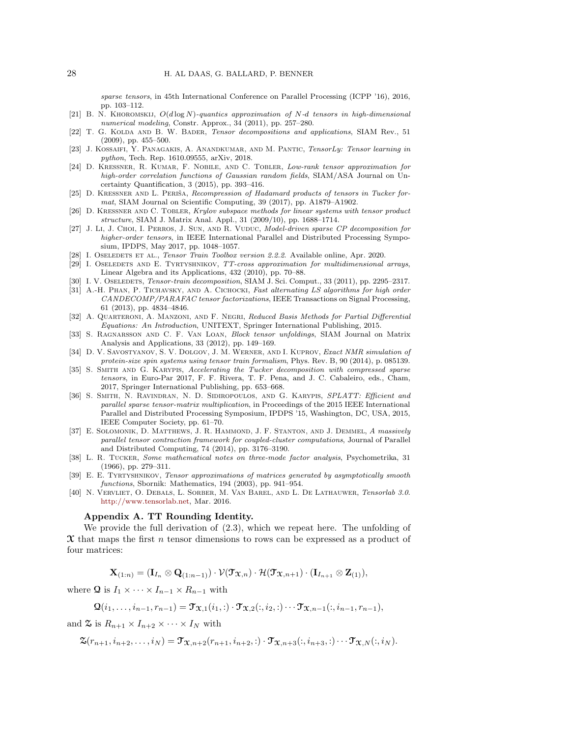*sparse tensors*, in 45th International Conference on Parallel Processing (ICPP '16), 2016, pp. 103–112.

[21] B. N. Khoromskij, *$O(d \log N)$-quantics approximation of N-d tensors in high-dimensional numerical modeling*, Constr. Approx., 34 (2011), pp. 257–280.

[22] T. G. Kolda and B. W. Bader, *Tensor decompositions and applications*, SIAM Rev., 51 (2009), pp. 455–500.

[23] J. Kossaifi, Y. Panagakis, A. Anandkumar, and M. Pantic, *TensorLy: Tensor learning in python*, Tech. Rep. 1610.09555, arXiv, 2018.

[24] D. Kressner, R. Kumar, F. Nobile, and C. Tobler, *Low-rank tensor approximation for high-order correlation functions of Gaussian random fields*, SIAM/ASA Journal on Uncertainty Quantification, 3 (2015), pp. 393–416.

[25] D. Kressner and L. Periša, *Recompression of Hadamard products of tensors in Tucker format*, SIAM Journal on Scientific Computing, 39 (2017), pp. A1879–A1902.

[26] D. Kressner and C. Tobler, *Krylov subspace methods for linear systems with tensor product structure*, SIAM J. Matrix Anal. Appl., 31 (2009/10), pp. 1688–1714.

[27] J. Li, J. Choi, I. Perros, J. Sun, and R. Vuduc, *Model-driven sparse CP decomposition for higher-order tensors*, in IEEE International Parallel and Distributed Processing Symposium, IPDPS, May 2017, pp. 1048–1057.

[28] I. Oseledets et al., *Tensor Train Toolbox version 2.2.2*. Available online, Apr. 2020.

[29] I. Oseledets and E. Tyrtyshnikov, *TT-cross approximation for multidimensional arrays*, Linear Algebra and its Applications, 432 (2010), pp. 70–88.

[30] I. V. Oseledets, *Tensor-train decomposition*, SIAM J. Sci. Comput., 33 (2011), pp. 2295–2317.

[31] A.-H. Phan, P. Tichavsky, and A. Cichocki, *Fast alternating LS algorithms for high order CANDECOMP/PARAFAC tensor factorizations*, IEEE Transactions on Signal Processing, 61 (2013), pp. 4834–4846.

[32] A. Quarteroni, A. Manzoni, and F. Negri, *Reduced Basis Methods for Partial Differential Equations: An Introduction*, UNITEXT, Springer International Publishing, 2015.

[33] S. Ragnarsson and C. F. Van Loan, *Block tensor unfoldings*, SIAM Journal on Matrix Analysis and Applications, 33 (2012), pp. 149–169.

[34] D. V. Savostyanov, S. V. Dolgov, J. M. Werner, and I. Kuprov, *Exact NMR simulation of protein-size spin systems using tensor train formalism*, Phys. Rev. B, 90 (2014), p. 085139.

[35] S. Smith and G. Karypis, *Accelerating the Tucker decomposition with compressed sparse tensors*, in Euro-Par 2017, F. F. Rivera, T. F. Pena, and J. C. Cabaleiro, eds., Cham, 2017, Springer International Publishing, pp. 653–668.

[36] S. Smith, N. Ravindran, N. D. Sidiropoulos, and G. Karypis, *SPLATT: Efficient and parallel sparse tensor-matrix multiplication*, in Proceedings of the 2015 IEEE International Parallel and Distributed Processing Symposium, IPDPS '15, Washington, DC, USA, 2015, IEEE Computer Society, pp. 61–70.

[37] E. Solomonik, D. Matthews, J. R. Hammond, J. F. Stanton, and J. Demmel, *A massively parallel tensor contraction framework for coupled-cluster computations*, Journal of Parallel and Distributed Computing, 74 (2014), pp. 3176–3190.

[38] L. R. Tucker, *Some mathematical notes on three-mode factor analysis*, Psychometrika, 31 (1966), pp. 279–311.

[39] E. E. Tyrtyshnikov, *Tensor approximations of matrices generated by asymptotically smooth functions*, Sbornik: Mathematics, 194 (2003), pp. 941–954.

[40] N. Vervliet, O. Debals, L. Sorber, M. Van Barel, and L. De Lathauwer, *Tensorlab 3.0*. http://www.tensorlab.net, Mar. 2016.

## Appendix A. TT Rounding Identity.

We provide the full derivation of (2.3), which we repeat here. The unfolding of $\mathfrak{X}$ that maps the first $n$ tensor dimensions to rows can be expressed as a product of four matrices:

$$\mathbf{X}_{(1:n)} = (\mathbf{I}_{I_n} \otimes \mathbf{Q}_{(1:n-1)}) \cdot \mathcal{V}(\mathfrak{T}_{\mathfrak{X},n}) \cdot \mathcal{H}(\mathfrak{T}_{\mathfrak{X},n+1}) \cdot (\mathbf{I}_{I_{n+1}} \otimes \mathbf{Z}_{(1)}),$$

where $\mathfrak{Q}$ is $I_1 \times \cdots \times I_{n-1} \times R_{n-1}$ with

$$\mathfrak{Q}(i_1, \ldots, i_{n-1}, r_{n-1}) = \mathfrak{T}_{\mathfrak{X},1}(i_1, :) \cdot \mathfrak{T}_{\mathfrak{X},2}(:, i_2, :) \cdots \mathfrak{T}_{\mathfrak{X},n-1}(:, i_{n-1}, r_{n-1}),$$

and $\mathfrak{Z}$ is $R_{n+1} \times I_{n+2} \times \cdots \times I_N$ with

$$\mathfrak{Z}(r_{n+1}, i_{n+2}, \ldots, i_N) = \mathfrak{T}_{\mathfrak{X},n+2}(r_{n+1}, i_{n+2}, :) \cdot \mathfrak{T}_{\mathfrak{X},n+3}(:, i_{n+3}, :) \cdots \mathfrak{T}_{\mathfrak{X},N}(:, i_N).$$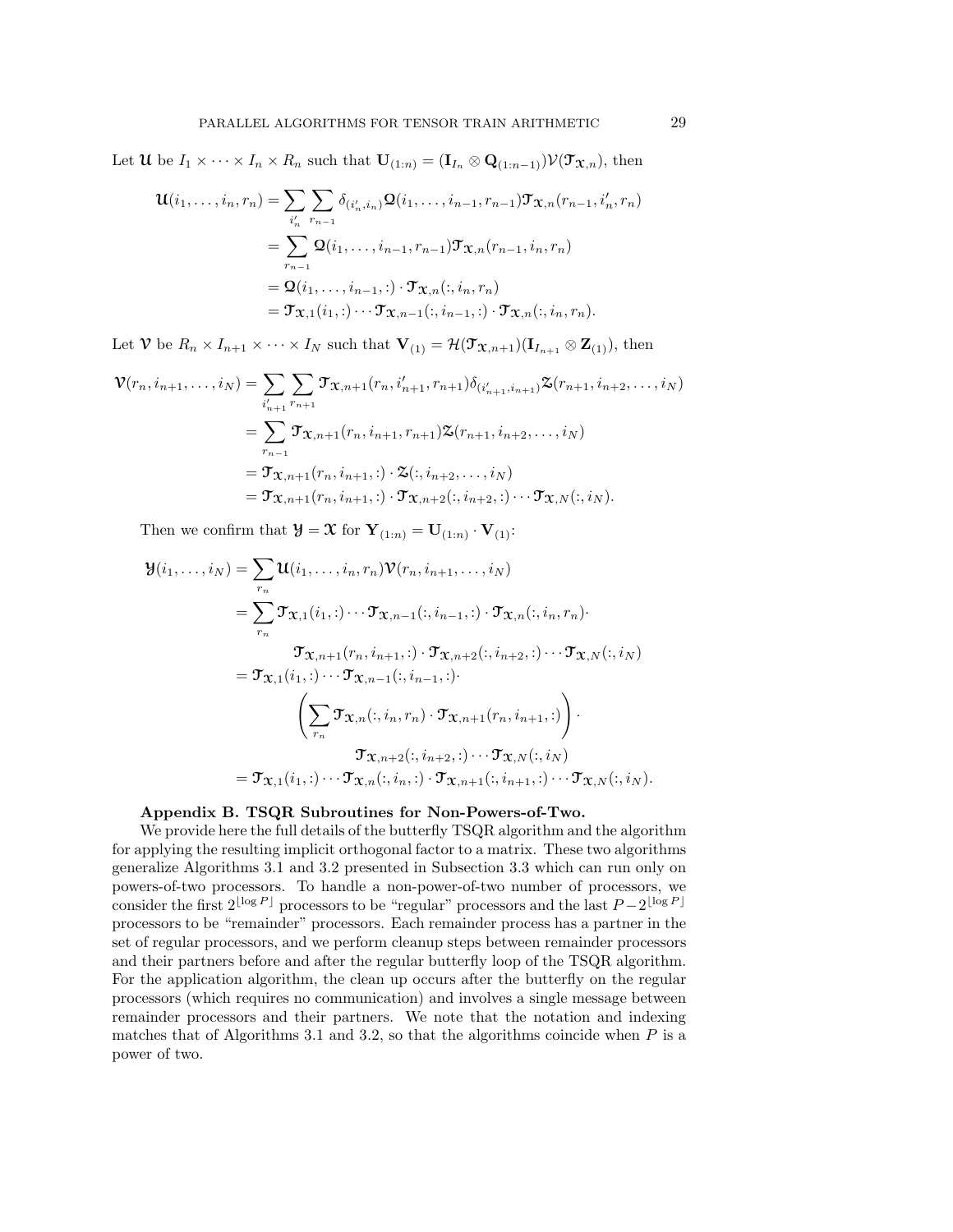Let $\boldsymbol{\mathcal{U}}$ be $I_1 \times \cdots \times I_n \times R_n$ such that $\mathbf{U}_{(1:n)} = (\mathbf{I}_{I_n} \otimes \mathbf{Q}_{(1:n-1)})\mathcal{V}(\boldsymbol{\mathcal{T}}_{\mathcal{X},n})$, then

$$
\begin{aligned}
\boldsymbol{\mathcal{U}}(i_1,\ldots,i_n,r_n) &= \sum_{i_n'}\sum_{r_{n-1}} \delta_{(i_n',i_n)} \boldsymbol{\mathcal{Q}}(i_1,\ldots,i_{n-1},r_{n-1})\boldsymbol{\mathcal{T}}_{\mathcal{X},n}(r_{n-1},i_n',r_n) \\
&= \sum_{r_{n-1}} \boldsymbol{\mathcal{Q}}(i_1,\ldots,i_{n-1},r_{n-1})\boldsymbol{\mathcal{T}}_{\mathcal{X},n}(r_{n-1},i_n,r_n) \\
&= \boldsymbol{\mathcal{Q}}(i_1,\ldots,i_{n-1},:)\cdot \boldsymbol{\mathcal{T}}_{\mathcal{X},n}(:,i_n,r_n) \\
&= \boldsymbol{\mathcal{T}}_{\mathcal{X},1}(i_1,:)\cdots \boldsymbol{\mathcal{T}}_{\mathcal{X},n-1}(:,i_{n-1},:)\cdot \boldsymbol{\mathcal{T}}_{\mathcal{X},n}(:,i_n,r_n).
\end{aligned}
$$

Let $\boldsymbol{\mathcal{V}}$ be $R_n \times I_{n+1} \times \cdots \times I_N$ such that $\mathbf{V}_{(1)} = \mathcal{H}(\boldsymbol{\mathcal{T}}_{\mathcal{X},n+1})(\mathbf{I}_{I_{n+1}} \otimes \mathbf{Z}_{(1)})$, then

$$
\begin{aligned}
\boldsymbol{\mathcal{V}}(r_n,i_{n+1},\ldots,i_N) &= \sum_{i_{n+1}'}\sum_{r_{n+1}} \boldsymbol{\mathcal{T}}_{\mathcal{X},n+1}(r_n,i_{n+1}',r_{n+1})\delta_{(i_{n+1}',i_{n+1})}\boldsymbol{\mathcal{Z}}(r_{n+1},i_{n+2},\ldots,i_N) \\
&= \sum_{r_{n-1}} \boldsymbol{\mathcal{T}}_{\mathcal{X},n+1}(r_n,i_{n+1},r_{n+1})\boldsymbol{\mathcal{Z}}(r_{n+1},i_{n+2},\ldots,i_N) \\
&= \boldsymbol{\mathcal{T}}_{\mathcal{X},n+1}(r_n,i_{n+1},:)\cdot \boldsymbol{\mathcal{Z}}(:,i_{n+2},\ldots,i_N) \\
&= \boldsymbol{\mathcal{T}}_{\mathcal{X},n+1}(r_n,i_{n+1},:)\cdot \boldsymbol{\mathcal{T}}_{\mathcal{X},n+2}(:,i_{n+2},:)\cdots \boldsymbol{\mathcal{T}}_{\mathcal{X},N}(:,i_N).
\end{aligned}
$$

Then we confirm that $\boldsymbol{\mathcal{Y}} = \boldsymbol{\mathcal{X}}$ for $\mathbf{Y}_{(1:n)} = \mathbf{U}_{(1:n)}\cdot \mathbf{V}_{(1)}$:

$$
\begin{aligned}
\boldsymbol{\mathcal{Y}}(i_1,\ldots,i_N) &= \sum_{r_n} \boldsymbol{\mathcal{U}}(i_1,\ldots,i_n,r_n)\boldsymbol{\mathcal{V}}(r_n,i_{n+1},\ldots,i_N) \\
&= \sum_{r_n} \boldsymbol{\mathcal{T}}_{\mathcal{X},1}(i_1,:)\cdots \boldsymbol{\mathcal{T}}_{\mathcal{X},n-1}(:,i_{n-1},:)\cdot \boldsymbol{\mathcal{T}}_{\mathcal{X},n}(:,i_n,r_n)\cdot \\
&\qquad \boldsymbol{\mathcal{T}}_{\mathcal{X},n+1}(r_n,i_{n+1},:)\cdot \boldsymbol{\mathcal{T}}_{\mathcal{X},n+2}(:,i_{n+2},:)\cdots \boldsymbol{\mathcal{T}}_{\mathcal{X},N}(:,i_N) \\
&= \boldsymbol{\mathcal{T}}_{\mathcal{X},1}(i_1,:)\cdots \boldsymbol{\mathcal{T}}_{\mathcal{X},n-1}(:,i_{n-1},:)\cdot \\
&\qquad \left(\sum_{r_n} \boldsymbol{\mathcal{T}}_{\mathcal{X},n}(:,i_n,r_n)\cdot \boldsymbol{\mathcal{T}}_{\mathcal{X},n+1}(r_n,i_{n+1},:)\right)\cdot \\
&\qquad \boldsymbol{\mathcal{T}}_{\mathcal{X},n+2}(:,i_{n+2},:)\cdots \boldsymbol{\mathcal{T}}_{\mathcal{X},N}(:,i_N) \\
&= \boldsymbol{\mathcal{T}}_{\mathcal{X},1}(i_1,:)\cdots \boldsymbol{\mathcal{T}}_{\mathcal{X},n}(:,i_n,:)\cdot \boldsymbol{\mathcal{T}}_{\mathcal{X},n+1}(:,i_{n+1},:)\cdots \boldsymbol{\mathcal{T}}_{\mathcal{X},N}(:,i_N).
\end{aligned}
$$

## Appendix B. TSQR Subroutines for Non-Powers-of-Two.

We provide here the full details of the butterfly TSQR algorithm and the algorithm for applying the resulting implicit orthogonal factor to a matrix. These two algorithms generalize Algorithms 3.1 and 3.2 presented in Subsection 3.3 which can run only on powers-of-two processors. To handle a non-power-of-two number of processors, we consider the first $2^{\lfloor \log P \rfloor}$ processors to be "regular" processors and the last $P - 2^{\lfloor \log P \rfloor}$ processors to be "remainder" processors. Each remainder process has a partner in the set of regular processors, and we perform cleanup steps between remainder processors and their partners before and after the regular butterfly loop of the TSQR algorithm. For the application algorithm, the clean up occurs after the butterfly on the regular processors (which requires no communication) and involves a single message between remainder processors and their partners. We note that the notation and indexing matches that of Algorithms 3.1 and 3.2, so that the algorithms coincide when $P$ is a power of two.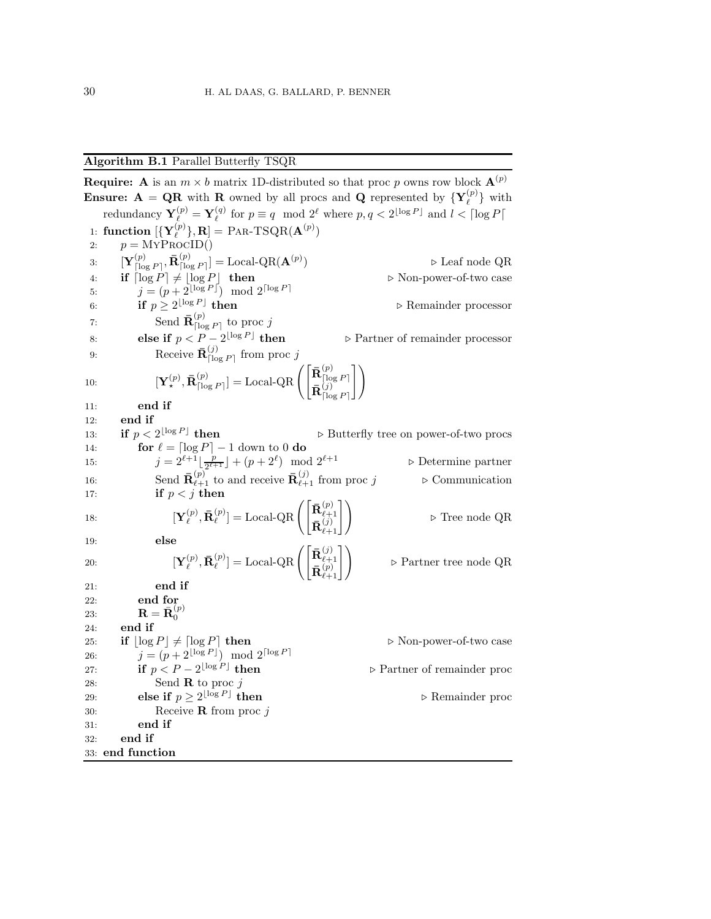**Algorithm B.1** Parallel Butterfly TSQR

**Require:** $\mathbf{A}$ is an $m \times b$ matrix 1D-distributed so that proc $p$ owns row block $\mathbf{A}^{(p)}$

**Ensure:** $\mathbf{A} = \mathbf{QR}$ with $\mathbf{R}$ owned by all procs and $\mathbf{Q}$ represented by $\{\mathbf{Y}_\ell^{(p)}\}$ with redundancy $\mathbf{Y}_\ell^{(p)} = \mathbf{Y}_\ell^{(q)}$ for $p \equiv q \mod 2^\ell$ where $p, q < 2^{\lfloor \log P \rfloor}$ and $l < \lceil \log P \lceil$

```
1:  function [{Y_ℓ^(p)}, R] = PAR-TSQR(A^(p))
2:      p = MYPROCID()
3:      [Y_⌈log P⌉^(p), R̄_⌈log P⌉^(p)] = Local-QR(A^(p))              ▷ Leaf node QR
4:      if ⌈log P⌉ ≠ ⌊log P⌋ then                                   ▷ Non-power-of-two case
5:          j = (p + 2^⌊log P⌋) mod 2^⌈log P⌉
6:          if p ≥ 2^⌊log P⌋ then                                    ▷ Remainder processor
7:              Send R̄_⌈log P⌉^(p) to proc j
8:          else if p < P − 2^⌊log P⌋ then                  ▷ Partner of remainder processor
9:              Receive R̄_⌈log P⌉^(j) from proc j
10:             [Y_⋆^(p), R̄_⌈log P⌉^(p)] = Local-QR([R̄_⌈log P⌉^(p); R̄_⌈log P⌉^(j)])
11:         end if
12:     end if
13:     if p < 2^⌊log P⌋ then                            ▷ Butterfly tree on power-of-two procs
14:         for ℓ = ⌈log P⌉ − 1 down to 0 do
15:             j = 2^(ℓ+1) ⌊p / 2^(ℓ+1)⌋ + (p + 2^ℓ) mod 2^(ℓ+1)            ▷ Determine partner
16:             Send R̄_(ℓ+1)^(p) to and receive R̄_(ℓ+1)^(j) from proc j        ▷ Communication
17:             if p < j then
18:                 [Y_ℓ^(p), R̄_ℓ^(p)] = Local-QR([R̄_(ℓ+1)^(p); R̄_(ℓ+1)^(j)])       ▷ Tree node QR
19:             else
20:                 [Y_ℓ^(p), R̄_ℓ^(p)] = Local-QR([R̄_(ℓ+1)^(j); R̄_(ℓ+1)^(p)])   ▷ Partner tree node QR
21:             end if
22:         end for
23:         R = R̄_0^(p)
24:     end if
25:     if ⌊log P⌋ ≠ ⌈log P⌉ then                                   ▷ Non-power-of-two case
26:         j = (p + 2^⌊log P⌋) mod 2^⌈log P⌉
27:         if p < P − 2^⌊log P⌋ then                              ▷ Partner of remainder proc
28:             Send R to proc j
29:         else if p ≥ 2^⌊log P⌋ then                                      ▷ Remainder proc
30:             Receive R from proc j
31:         end if
32:     end if
33: end function
```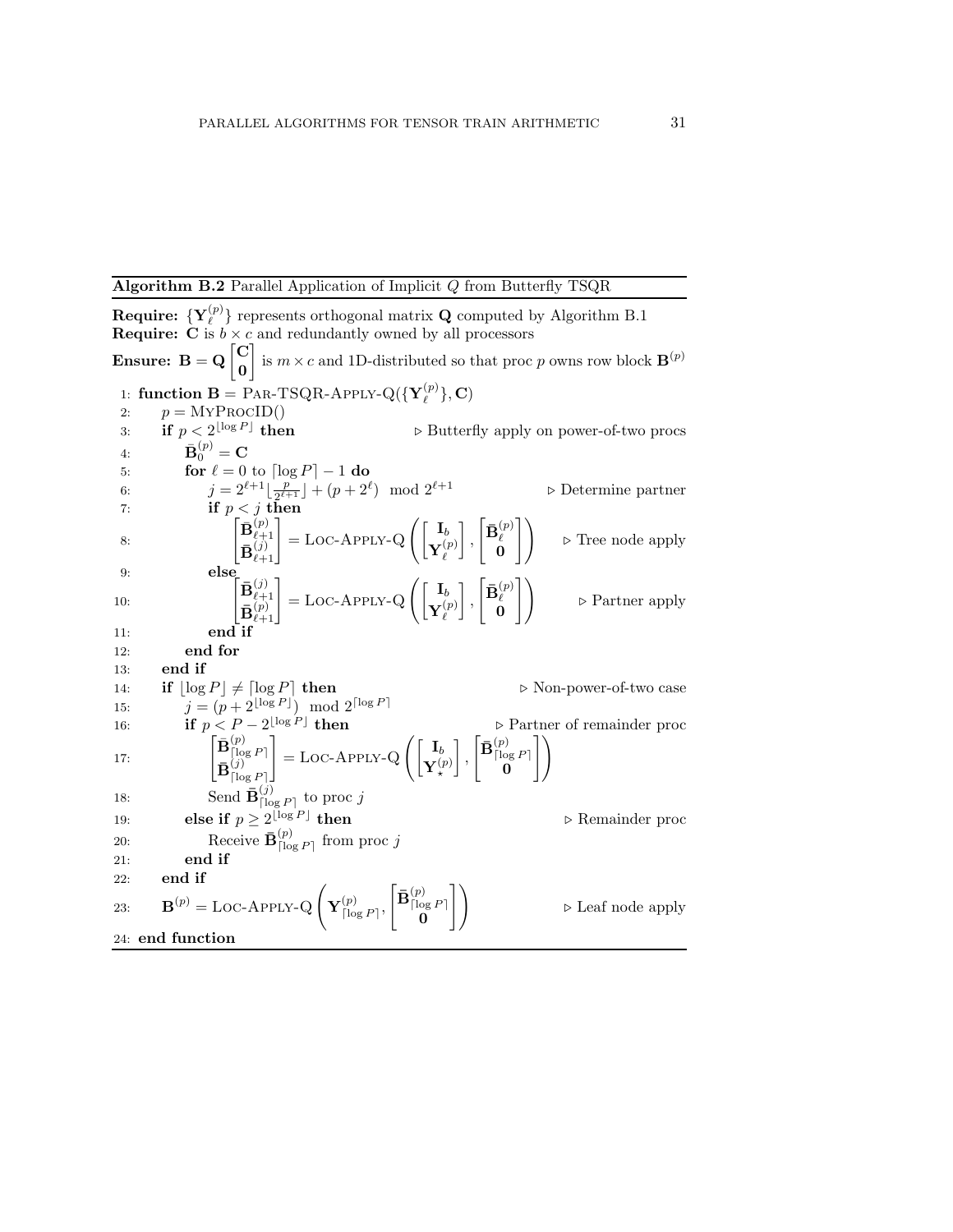**Algorithm B.2** Parallel Application of Implicit $Q$ from Butterfly TSQR

**Require:** $\{\mathbf{Y}_\ell^{(p)}\}$ represents orthogonal matrix $\mathbf{Q}$ computed by Algorithm B.1
**Require:** $\mathbf{C}$ is $b \times c$ and redundantly owned by all processors
**Ensure:** $\mathbf{B} = \mathbf{Q}\begin{bmatrix}\mathbf{C}\\ \mathbf{0}\end{bmatrix}$ is $m \times c$ and 1D-distributed so that proc $p$ owns row block $\mathbf{B}^{(p)}$

```
 1: function B = Par-TSQR-Apply-Q({Y_ℓ^(p)}, C)
 2:     p = MyProcID()
 3:     if p < 2^⌊log P⌋ then                                        ▷ Butterfly apply on power-of-two procs
 4:         B̄_0^(p) = C
 5:         for ℓ = 0 to ⌈log P⌉ − 1 do
 6:             j = 2^(ℓ+1) ⌊p / 2^(ℓ+1)⌋ + (p + 2^ℓ) mod 2^(ℓ+1)    ▷ Determine partner
 7:             if p < j then
 8:                 [B̄_{ℓ+1}^(p); B̄_{ℓ+1}^(j)] = Loc-Apply-Q([I_b; Y_ℓ^(p)], [B̄_ℓ^(p); 0])   ▷ Tree node apply
 9:             else
10:                 [B̄_{ℓ+1}^(j); B̄_{ℓ+1}^(p)] = Loc-Apply-Q([I_b; Y_ℓ^(p)], [B̄_ℓ^(p); 0])   ▷ Partner apply
11:             end if
12:         end for
13:     end if
14:     if ⌊log P⌋ ≠ ⌈log P⌉ then                                    ▷ Non-power-of-two case
15:         j = (p + 2^⌊log P⌋) mod 2^⌈log P⌉
16:         if p < P − 2^⌊log P⌋ then                                ▷ Partner of remainder proc
17:             [B̄_{⌈log P⌉}^(p); B̄_{⌈log P⌉}^(j)] = Loc-Apply-Q([I_b; Y_⋆^(p)], [B̄_{⌈log P⌉}^(p); 0])
18:             Send B̄_{⌈log P⌉}^(j) to proc j
19:         else if p ≥ 2^⌊log P⌋ then                               ▷ Remainder proc
20:             Receive B̄_{⌈log P⌉}^(p) from proc j
21:         end if
22:     end if
23:     B^(p) = Loc-Apply-Q(Y_{⌈log P⌉}^(p), [B̄_{⌈log P⌉}^(p); 0])   ▷ Leaf node apply
24: end function
```

Line 6: $j = 2^{\ell+1}\lfloor \frac{p}{2^{\ell+1}} \rfloor + (p + 2^\ell) \mod 2^{\ell+1}$

Line 8: $\begin{bmatrix}\bar{\mathbf{B}}_{\ell+1}^{(p)}\\ \bar{\mathbf{B}}_{\ell+1}^{(j)}\end{bmatrix} = \text{Loc-Apply-Q}\left(\begin{bmatrix}\mathbf{I}_b\\ \mathbf{Y}_\ell^{(p)}\end{bmatrix}, \begin{bmatrix}\bar{\mathbf{B}}_\ell^{(p)}\\ \mathbf{0}\end{bmatrix}\right)$

Line 10: $\begin{bmatrix}\bar{\mathbf{B}}_{\ell+1}^{(j)}\\ \bar{\mathbf{B}}_{\ell+1}^{(p)}\end{bmatrix} = \text{Loc-Apply-Q}\left(\begin{bmatrix}\mathbf{I}_b\\ \mathbf{Y}_\ell^{(p)}\end{bmatrix}, \begin{bmatrix}\bar{\mathbf{B}}_\ell^{(p)}\\ \mathbf{0}\end{bmatrix}\right)$

Line 15: $j = (p + 2^{\lfloor \log P \rfloor}) \mod 2^{\lceil \log P \rceil}$

Line 17: $\begin{bmatrix}\bar{\mathbf{B}}_{\lceil \log P \rceil}^{(p)}\\ \bar{\mathbf{B}}_{\lceil \log P \rceil}^{(j)}\end{bmatrix} = \text{Loc-Apply-Q}\left(\begin{bmatrix}\mathbf{I}_b\\ \mathbf{Y}_\star^{(p)}\end{bmatrix}, \begin{bmatrix}\bar{\mathbf{B}}_{\lceil \log P \rceil}^{(p)}\\ \mathbf{0}\end{bmatrix}\right)$

Line 23: $\mathbf{B}^{(p)} = \text{Loc-Apply-Q}\left(\mathbf{Y}_{\lceil \log P \rceil}^{(p)}, \begin{bmatrix}\bar{\mathbf{B}}_{\lceil \log P \rceil}^{(p)}\\ \mathbf{0}\end{bmatrix}\right)$